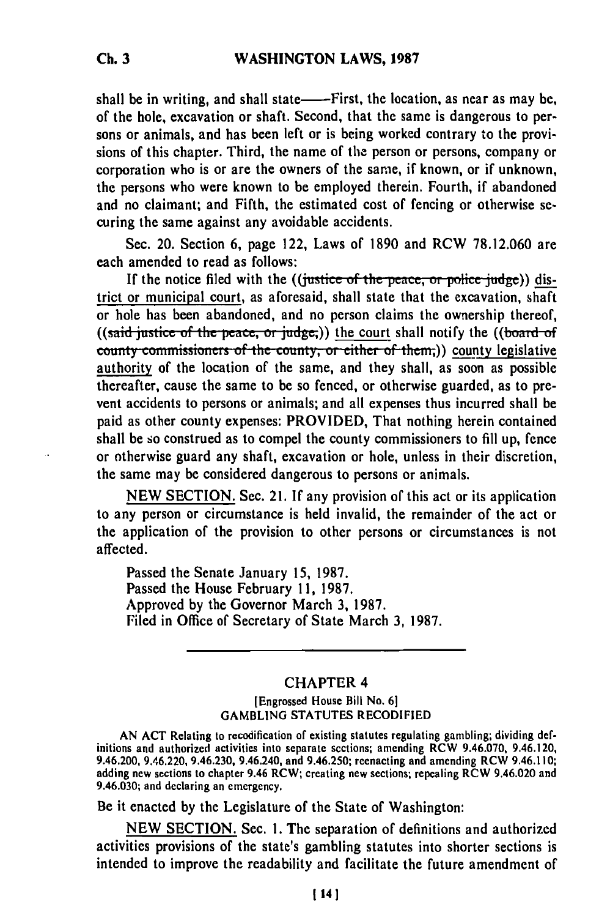shall be in writing, and shall state——First, the location, as near as may be, of the hole, excavation or shaft. Second, that the same is dangerous to persons or animals, and has been left or is being worked contrary to the provisions of this chapter. Third, the name of the person or persons, company or corporation who is or are the owners of the same, if known, or if unknown, the persons who were known to be employed therein. Fourth, if abandoned and no claimant; and Fifth, the estimated cost of fencing or otherwise securing the same against any avoidable accidents.

Sec. 20. Section 6, page 122, Laws of 1890 and RCW 78.12.060 are each amended to read as follows:

If the notice filed with the ((~~justice of the peace, or police judge~~)) district or municipal court, as aforesaid, shall state that the excavation, shaft or hole has been abandoned, and no person claims the ownership thereof, ((~~said justice of the peace, or judge,~~)) the court shall notify the ((~~board of county commissioners of the county, or either of them,~~)) county legislative authority of the location of the same, and they shall, as soon as possible thereafter, cause the same to be so fenced, or otherwise guarded, as to prevent accidents to persons or animals; and all expenses thus incurred shall be paid as other county expenses: PROVIDED, That nothing herein contained shall be so construed as to compel the county commissioners to fill up, fence or otherwise guard any shaft, excavation or hole, unless in their discretion, the same may be considered dangerous to persons or animals.

NEW SECTION. Sec. 21. If any provision of this act or its application to any person or circumstance is held invalid, the remainder of the act or the application of the provision to other persons or circumstances is not affected.

Passed the Senate January 15, 1987.
Passed the House February 11, 1987.
Approved by the Governor March 3, 1987.
Filed in Office of Secretary of State March 3, 1987.

---

## CHAPTER 4

[Engrossed House Bill No. 6]
GAMBLING STATUTES RECODIFIED

AN ACT Relating to recodification of existing statutes regulating gambling; dividing definitions and authorized activities into separate sections; amending RCW 9.46.070, 9.46.120, 9.46.200, 9.46.220, 9.46.230, 9.46.240, and 9.46.250; reenacting and amending RCW 9.46.110; adding new sections to chapter 9.46 RCW; creating new sections; repealing RCW 9.46.020 and 9.46.030; and declaring an emergency.

Be it enacted by the Legislature of the State of Washington:

NEW SECTION. Sec. 1. The separation of definitions and authorized activities provisions of the state's gambling statutes into shorter sections is intended to improve the readability and facilitate the future amendment of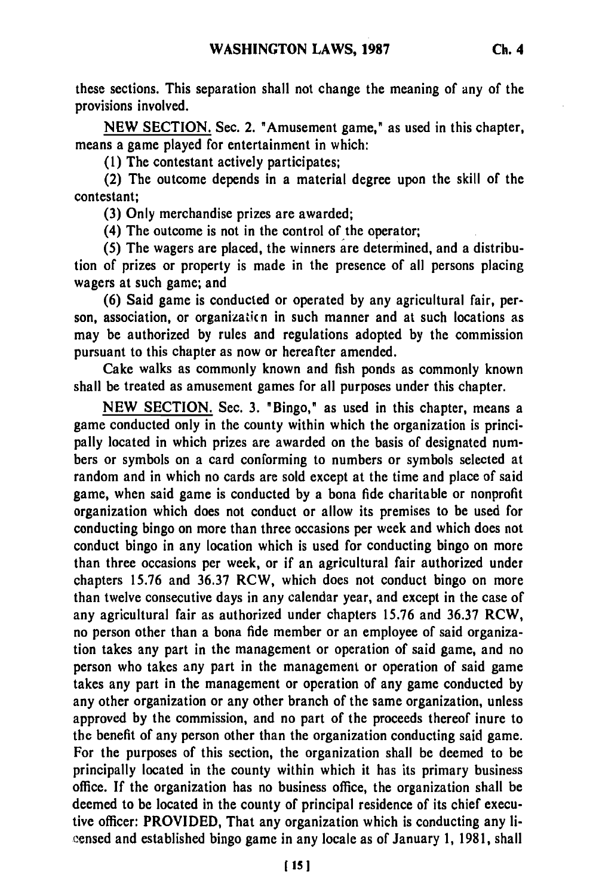these sections. This separation shall not change the meaning of any of the provisions involved.

NEW SECTION. Sec. 2. "Amusement game," as used in this chapter, means a game played for entertainment in which:

(1) The contestant actively participates;

(2) The outcome depends in a material degree upon the skill of the contestant;

(3) Only merchandise prizes are awarded;

(4) The outcome is not in the control of the operator;

(5) The wagers are placed, the winners are determined, and a distribution of prizes or property is made in the presence of all persons placing wagers at such game; and

(6) Said game is conducted or operated by any agricultural fair, person, association, or organization in such manner and at such locations as may be authorized by rules and regulations adopted by the commission pursuant to this chapter as now or hereafter amended.

Cake walks as commonly known and fish ponds as commonly known shall be treated as amusement games for all purposes under this chapter.

NEW SECTION. Sec. 3. "Bingo," as used in this chapter, means a game conducted only in the county within which the organization is principally located in which prizes are awarded on the basis of designated numbers or symbols on a card conforming to numbers or symbols selected at random and in which no cards are sold except at the time and place of said game, when said game is conducted by a bona fide charitable or nonprofit organization which does not conduct or allow its premises to be used for conducting bingo on more than three occasions per week and which does not conduct bingo in any location which is used for conducting bingo on more than three occasions per week, or if an agricultural fair authorized under chapters 15.76 and 36.37 RCW, which does not conduct bingo on more than twelve consecutive days in any calendar year, and except in the case of any agricultural fair as authorized under chapters 15.76 and 36.37 RCW, no person other than a bona fide member or an employee of said organization takes any part in the management or operation of said game, and no person who takes any part in the management or operation of said game takes any part in the management or operation of any game conducted by any other organization or any other branch of the same organization, unless approved by the commission, and no part of the proceeds thereof inure to the benefit of any person other than the organization conducting said game. For the purposes of this section, the organization shall be deemed to be principally located in the county within which it has its primary business office. If the organization has no business office, the organization shall be deemed to be located in the county of principal residence of its chief executive officer: PROVIDED, That any organization which is conducting any licensed and established bingo game in any locale as of January 1, 1981, shall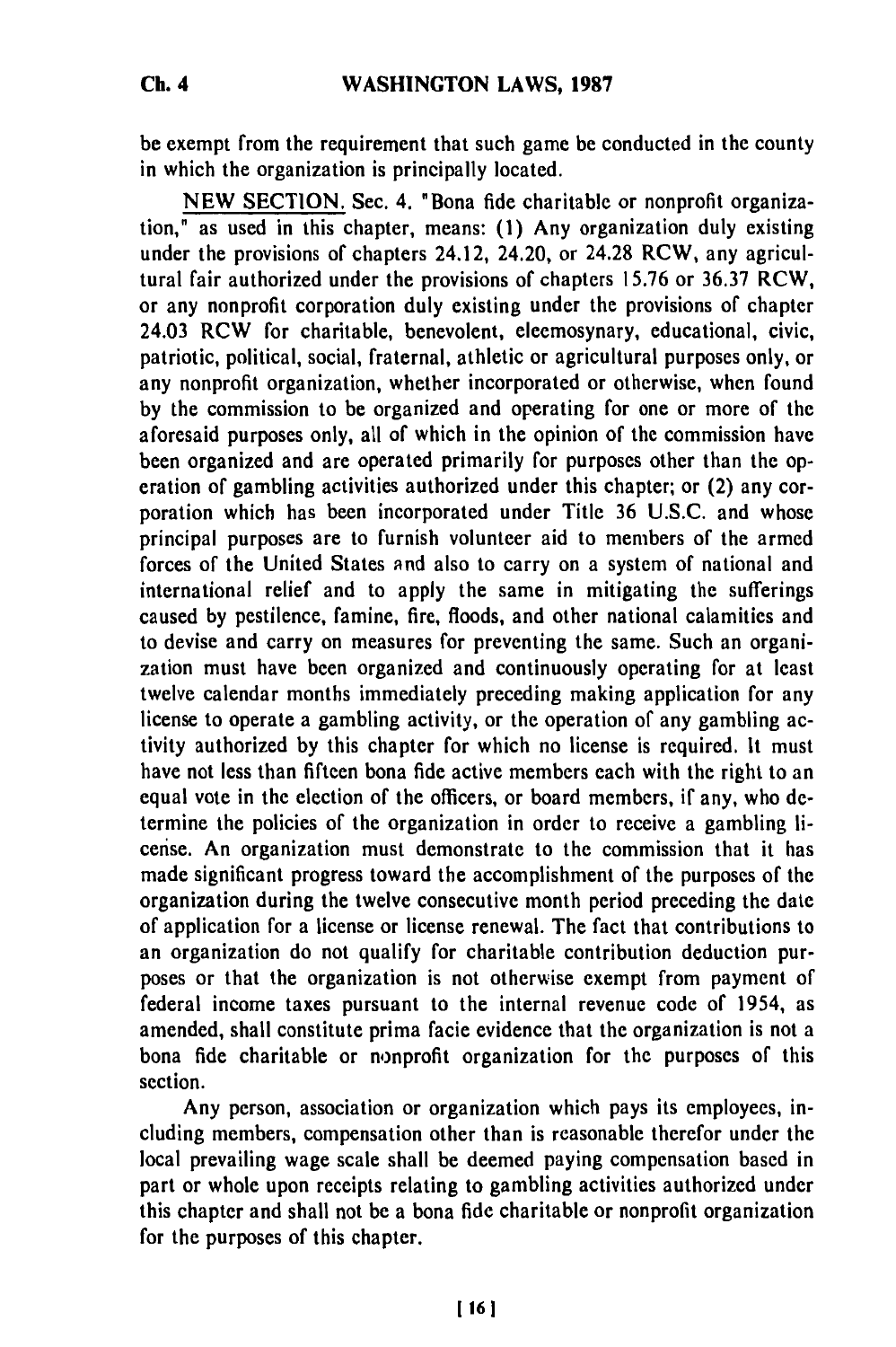be exempt from the requirement that such game be conducted in the county in which the organization is principally located.

NEW SECTION. Sec. 4. "Bona fide charitable or nonprofit organization," as used in this chapter, means: (1) Any organization duly existing under the provisions of chapters 24.12, 24.20, or 24.28 RCW, any agricultural fair authorized under the provisions of chapters 15.76 or 36.37 RCW, or any nonprofit corporation duly existing under the provisions of chapter 24.03 RCW for charitable, benevolent, eleemosynary, educational, civic, patriotic, political, social, fraternal, athletic or agricultural purposes only, or any nonprofit organization, whether incorporated or otherwise, when found by the commission to be organized and operating for one or more of the aforesaid purposes only, all of which in the opinion of the commission have been organized and are operated primarily for purposes other than the operation of gambling activities authorized under this chapter; or (2) any corporation which has been incorporated under Title 36 U.S.C. and whose principal purposes are to furnish volunteer aid to members of the armed forces of the United States and also to carry on a system of national and international relief and to apply the same in mitigating the sufferings caused by pestilence, famine, fire, floods, and other national calamities and to devise and carry on measures for preventing the same. Such an organization must have been organized and continuously operating for at least twelve calendar months immediately preceding making application for any license to operate a gambling activity, or the operation of any gambling activity authorized by this chapter for which no license is required. It must have not less than fifteen bona fide active members each with the right to an equal vote in the election of the officers, or board members, if any, who determine the policies of the organization in order to receive a gambling license. An organization must demonstrate to the commission that it has made significant progress toward the accomplishment of the purposes of the organization during the twelve consecutive month period preceding the date of application for a license or license renewal. The fact that contributions to an organization do not qualify for charitable contribution deduction purposes or that the organization is not otherwise exempt from payment of federal income taxes pursuant to the internal revenue code of 1954, as amended, shall constitute prima facie evidence that the organization is not a bona fide charitable or nonprofit organization for the purposes of this section.

Any person, association or organization which pays its employees, including members, compensation other than is reasonable therefor under the local prevailing wage scale shall be deemed paying compensation based in part or whole upon receipts relating to gambling activities authorized under this chapter and shall not be a bona fide charitable or nonprofit organization for the purposes of this chapter.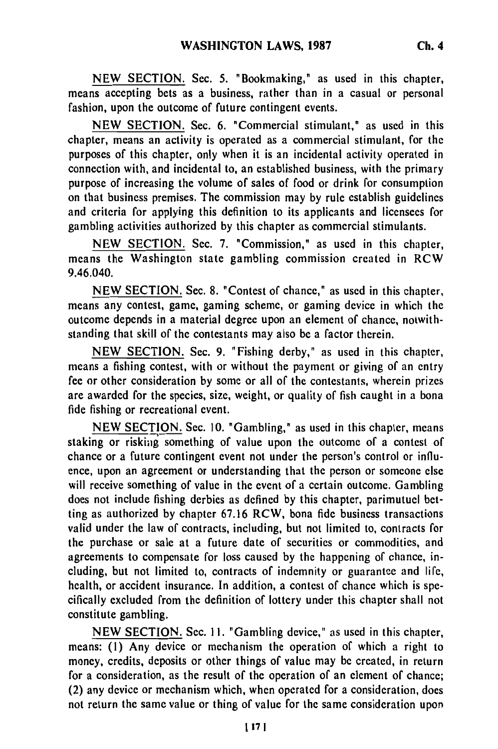NEW SECTION. Sec. 5. "Bookmaking," as used in this chapter, means accepting bets as a business, rather than in a casual or personal fashion, upon the outcome of future contingent events.

NEW SECTION. Sec. 6. "Commercial stimulant," as used in this chapter, means an activity is operated as a commercial stimulant, for the purposes of this chapter, only when it is an incidental activity operated in connection with, and incidental to, an established business, with the primary purpose of increasing the volume of sales of food or drink for consumption on that business premises. The commission may by rule establish guidelines and criteria for applying this definition to its applicants and licensees for gambling activities authorized by this chapter as commercial stimulants.

NEW SECTION. Sec. 7. "Commission," as used in this chapter, means the Washington state gambling commission created in RCW 9.46.040.

NEW SECTION. Sec. 8. "Contest of chance," as used in this chapter, means any contest, game, gaming scheme, or gaming device in which the outcome depends in a material degree upon an element of chance, notwithstanding that skill of the contestants may also be a factor therein.

NEW SECTION. Sec. 9. "Fishing derby," as used in this chapter, means a fishing contest, with or without the payment or giving of an entry fee or other consideration by some or all of the contestants, wherein prizes are awarded for the species, size, weight, or quality of fish caught in a bona fide fishing or recreational event.

NEW SECTION. Sec. 10. "Gambling," as used in this chapter, means staking or risking something of value upon the outcome of a contest of chance or a future contingent event not under the person's control or influence, upon an agreement or understanding that the person or someone else will receive something of value in the event of a certain outcome. Gambling does not include fishing derbies as defined by this chapter, parimutuel betting as authorized by chapter 67.16 RCW, bona fide business transactions valid under the law of contracts, including, but not limited to, contracts for the purchase or sale at a future date of securities or commodities, and agreements to compensate for loss caused by the happening of chance, including, but not limited to, contracts of indemnity or guarantee and life, health, or accident insurance. In addition, a contest of chance which is specifically excluded from the definition of lottery under this chapter shall not constitute gambling.

NEW SECTION. Sec. 11. "Gambling device," as used in this chapter, means: (1) Any device or mechanism the operation of which a right to money, credits, deposits or other things of value may be created, in return for a consideration, as the result of the operation of an element of chance; (2) any device or mechanism which, when operated for a consideration, does not return the same value or thing of value for the same consideration upon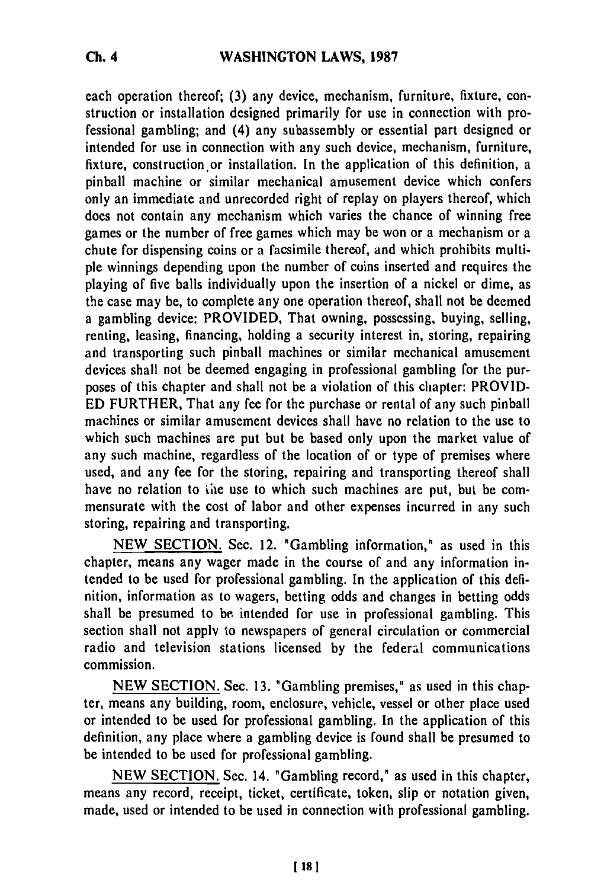each operation thereof; (3) any device, mechanism, furniture, fixture, construction or installation designed primarily for use in connection with professional gambling; and (4) any subassembly or essential part designed or intended for use in connection with any such device, mechanism, furniture, fixture, construction or installation. In the application of this definition, a pinball machine or similar mechanical amusement device which confers only an immediate and unrecorded right of replay on players thereof, which does not contain any mechanism which varies the chance of winning free games or the number of free games which may be won or a mechanism or a chute for dispensing coins or a facsimile thereof, and which prohibits multiple winnings depending upon the number of coins inserted and requires the playing of five balls individually upon the insertion of a nickel or dime, as the case may be, to complete any one operation thereof, shall not be deemed a gambling device: PROVIDED, That owning, possessing, buying, selling, renting, leasing, financing, holding a security interest in, storing, repairing and transporting such pinball machines or similar mechanical amusement devices shall not be deemed engaging in professional gambling for the purposes of this chapter and shall not be a violation of this chapter: PROVIDED FURTHER, That any fee for the purchase or rental of any such pinball machines or similar amusement devices shall have no relation to the use to which such machines are put but be based only upon the market value of any such machine, regardless of the location of or type of premises where used, and any fee for the storing, repairing and transporting thereof shall have no relation to the use to which such machines are put, but be commensurate with the cost of labor and other expenses incurred in any such storing, repairing and transporting.

NEW SECTION. Sec. 12. "Gambling information," as used in this chapter, means any wager made in the course of and any information intended to be used for professional gambling. In the application of this definition, information as to wagers, betting odds and changes in betting odds shall be presumed to be intended for use in professional gambling. This section shall not apply to newspapers of general circulation or commercial radio and television stations licensed by the federal communications commission.

NEW SECTION. Sec. 13. "Gambling premises," as used in this chapter, means any building, room, enclosure, vehicle, vessel or other place used or intended to be used for professional gambling. In the application of this definition, any place where a gambling device is found shall be presumed to be intended to be used for professional gambling.

NEW SECTION. Sec. 14. "Gambling record," as used in this chapter, means any record, receipt, ticket, certificate, token, slip or notation given, made, used or intended to be used in connection with professional gambling.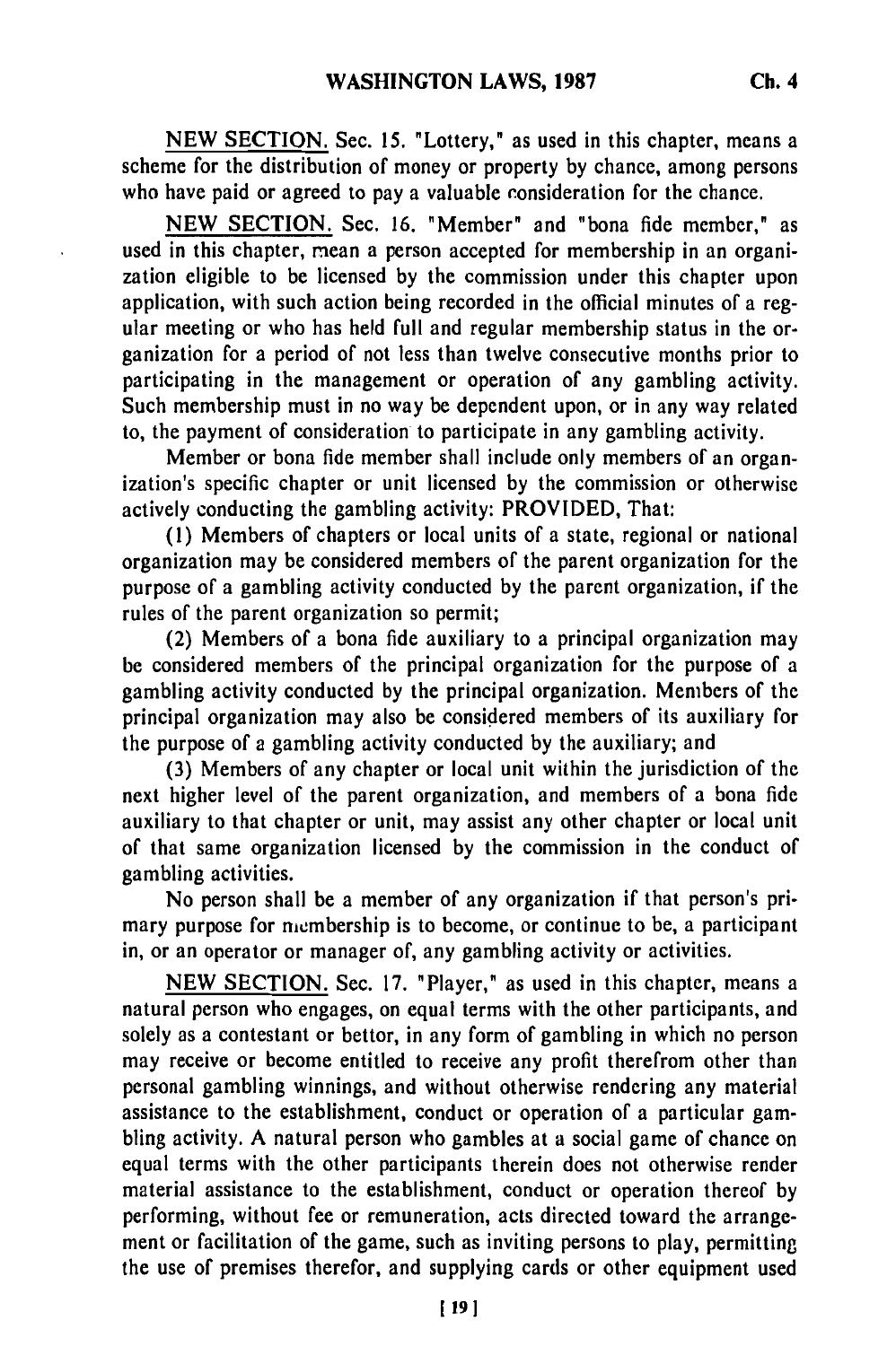NEW SECTION. Sec. 15. "Lottery," as used in this chapter, means a scheme for the distribution of money or property by chance, among persons who have paid or agreed to pay a valuable consideration for the chance.

NEW SECTION. Sec. 16. "Member" and "bona fide member," as used in this chapter, mean a person accepted for membership in an organization eligible to be licensed by the commission under this chapter upon application, with such action being recorded in the official minutes of a regular meeting or who has held full and regular membership status in the organization for a period of not less than twelve consecutive months prior to participating in the management or operation of any gambling activity. Such membership must in no way be dependent upon, or in any way related to, the payment of consideration to participate in any gambling activity.

Member or bona fide member shall include only members of an organization's specific chapter or unit licensed by the commission or otherwise actively conducting the gambling activity: PROVIDED, That:

(1) Members of chapters or local units of a state, regional or national organization may be considered members of the parent organization for the purpose of a gambling activity conducted by the parent organization, if the rules of the parent organization so permit;

(2) Members of a bona fide auxiliary to a principal organization may be considered members of the principal organization for the purpose of a gambling activity conducted by the principal organization. Members of the principal organization may also be considered members of its auxiliary for the purpose of a gambling activity conducted by the auxiliary; and

(3) Members of any chapter or local unit within the jurisdiction of the next higher level of the parent organization, and members of a bona fide auxiliary to that chapter or unit, may assist any other chapter or local unit of that same organization licensed by the commission in the conduct of gambling activities.

No person shall be a member of any organization if that person's primary purpose for membership is to become, or continue to be, a participant in, or an operator or manager of, any gambling activity or activities.

NEW SECTION. Sec. 17. "Player," as used in this chapter, means a natural person who engages, on equal terms with the other participants, and solely as a contestant or bettor, in any form of gambling in which no person may receive or become entitled to receive any profit therefrom other than personal gambling winnings, and without otherwise rendering any material assistance to the establishment, conduct or operation of a particular gambling activity. A natural person who gambles at a social game of chance on equal terms with the other participants therein does not otherwise render material assistance to the establishment, conduct or operation thereof by performing, without fee or remuneration, acts directed toward the arrangement or facilitation of the game, such as inviting persons to play, permitting the use of premises therefor, and supplying cards or other equipment used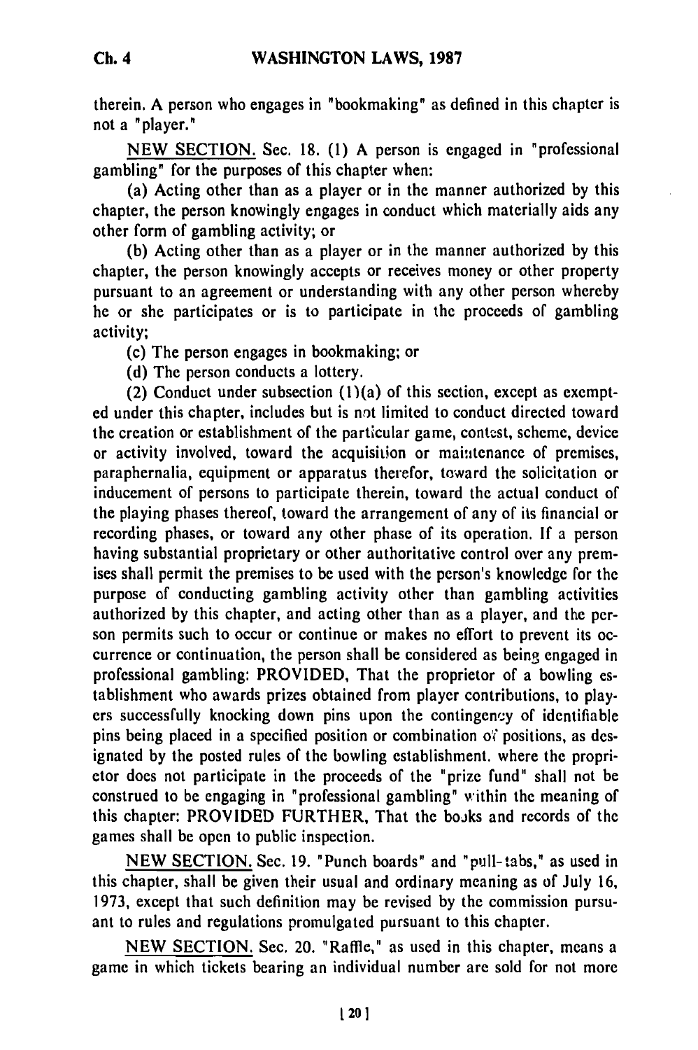therein. A person who engages in "bookmaking" as defined in this chapter is not a "player."

NEW SECTION. Sec. 18. (1) A person is engaged in "professional gambling" for the purposes of this chapter when:

(a) Acting other than as a player or in the manner authorized by this chapter, the person knowingly engages in conduct which materially aids any other form of gambling activity; or

(b) Acting other than as a player or in the manner authorized by this chapter, the person knowingly accepts or receives money or other property pursuant to an agreement or understanding with any other person whereby he or she participates or is to participate in the proceeds of gambling activity;

(c) The person engages in bookmaking; or

(d) The person conducts a lottery.

(2) Conduct under subsection (1)(a) of this section, except as exempted under this chapter, includes but is not limited to conduct directed toward the creation or establishment of the particular game, contest, scheme, device or activity involved, toward the acquisition or maintenance of premises, paraphernalia, equipment or apparatus therefor, toward the solicitation or inducement of persons to participate therein, toward the actual conduct of the playing phases thereof, toward the arrangement of any of its financial or recording phases, or toward any other phase of its operation. If a person having substantial proprietary or other authoritative control over any premises shall permit the premises to be used with the person's knowledge for the purpose of conducting gambling activity other than gambling activities authorized by this chapter, and acting other than as a player, and the person permits such to occur or continue or makes no effort to prevent its occurrence or continuation, the person shall be considered as being engaged in professional gambling: PROVIDED, That the proprietor of a bowling establishment who awards prizes obtained from player contributions, to players successfully knocking down pins upon the contingency of identifiable pins being placed in a specified position or combination of positions, as designated by the posted rules of the bowling establishment. where the proprietor does not participate in the proceeds of the "prize fund" shall not be construed to be engaging in "professional gambling" within the meaning of this chapter: PROVIDED FURTHER, That the books and records of the games shall be open to public inspection.

NEW SECTION. Sec. 19. "Punch boards" and "pull-tabs," as used in this chapter, shall be given their usual and ordinary meaning as of July 16, 1973, except that such definition may be revised by the commission pursuant to rules and regulations promulgated pursuant to this chapter.

NEW SECTION. Sec. 20. "Raffle," as used in this chapter, means a game in which tickets bearing an individual number are sold for not more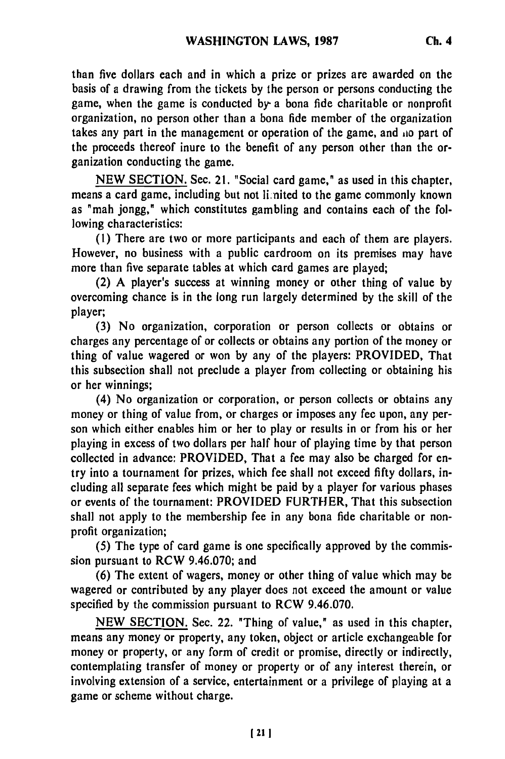than five dollars each and in which a prize or prizes are awarded on the basis of a drawing from the tickets by the person or persons conducting the game, when the game is conducted by a bona fide charitable or nonprofit organization, no person other than a bona fide member of the organization takes any part in the management or operation of the game, and no part of the proceeds thereof inure to the benefit of any person other than the organization conducting the game.

NEW SECTION. Sec. 21. "Social card game," as used in this chapter, means a card game, including but not limited to the game commonly known as "mah jongg," which constitutes gambling and contains each of the following characteristics:

(1) There are two or more participants and each of them are players. However, no business with a public cardroom on its premises may have more than five separate tables at which card games are played;

(2) A player's success at winning money or other thing of value by overcoming chance is in the long run largely determined by the skill of the player;

(3) No organization, corporation or person collects or obtains or charges any percentage of or collects or obtains any portion of the money or thing of value wagered or won by any of the players: PROVIDED, That this subsection shall not preclude a player from collecting or obtaining his or her winnings;

(4) No organization or corporation, or person collects or obtains any money or thing of value from, or charges or imposes any fee upon, any person which either enables him or her to play or results in or from his or her playing in excess of two dollars per half hour of playing time by that person collected in advance: PROVIDED, That a fee may also be charged for entry into a tournament for prizes, which fee shall not exceed fifty dollars, including all separate fees which might be paid by a player for various phases or events of the tournament: PROVIDED FURTHER, That this subsection shall not apply to the membership fee in any bona fide charitable or nonprofit organization;

(5) The type of card game is one specifically approved by the commission pursuant to RCW 9.46.070; and

(6) The extent of wagers, money or other thing of value which may be wagered or contributed by any player does not exceed the amount or value specified by the commission pursuant to RCW 9.46.070.

NEW SECTION. Sec. 22. "Thing of value," as used in this chapter, means any money or property, any token, object or article exchangeable for money or property, or any form of credit or promise, directly or indirectly, contemplating transfer of money or property or of any interest therein, or involving extension of a service, entertainment or a privilege of playing at a game or scheme without charge.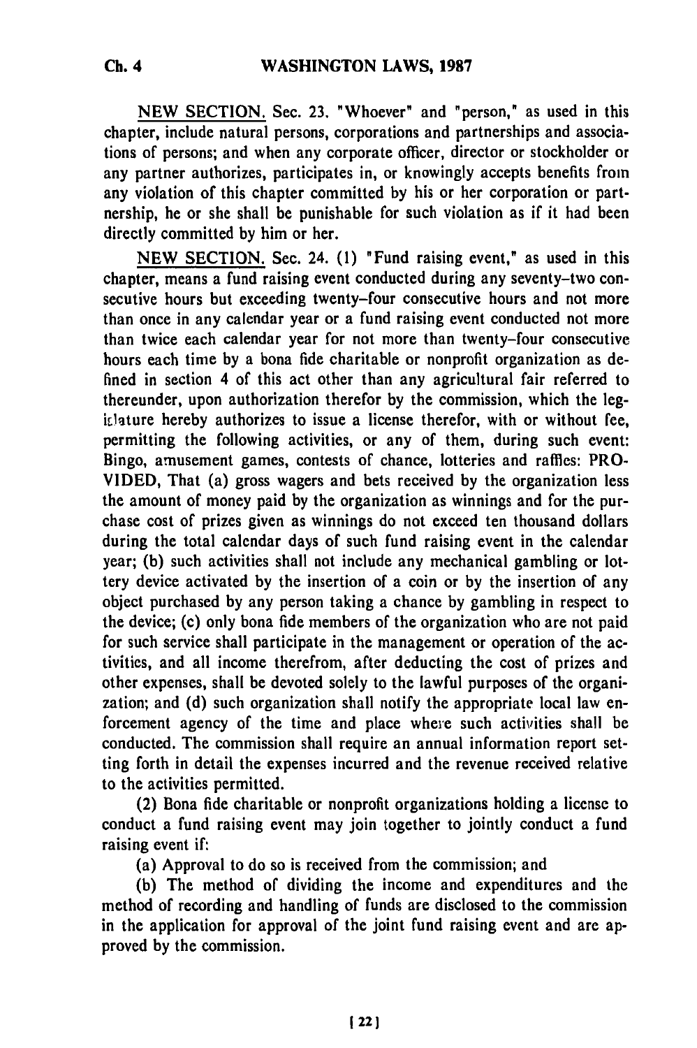NEW SECTION. Sec. 23. "Whoever" and "person," as used in this chapter, include natural persons, corporations and partnerships and associations of persons; and when any corporate officer, director or stockholder or any partner authorizes, participates in, or knowingly accepts benefits from any violation of this chapter committed by his or her corporation or partnership, he or she shall be punishable for such violation as if it had been directly committed by him or her.

NEW SECTION. Sec. 24. (1) "Fund raising event," as used in this chapter, means a fund raising event conducted during any seventy-two consecutive hours but exceeding twenty-four consecutive hours and not more than once in any calendar year or a fund raising event conducted not more than twice each calendar year for not more than twenty-four consecutive hours each time by a bona fide charitable or nonprofit organization as defined in section 4 of this act other than any agricultural fair referred to thereunder, upon authorization therefor by the commission, which the legislature hereby authorizes to issue a license therefor, with or without fee, permitting the following activities, or any of them, during such event: Bingo, amusement games, contests of chance, lotteries and raffles: PROVIDED, That (a) gross wagers and bets received by the organization less the amount of money paid by the organization as winnings and for the purchase cost of prizes given as winnings do not exceed ten thousand dollars during the total calendar days of such fund raising event in the calendar year; (b) such activities shall not include any mechanical gambling or lottery device activated by the insertion of a coin or by the insertion of any object purchased by any person taking a chance by gambling in respect to the device; (c) only bona fide members of the organization who are not paid for such service shall participate in the management or operation of the activities, and all income therefrom, after deducting the cost of prizes and other expenses, shall be devoted solely to the lawful purposes of the organization; and (d) such organization shall notify the appropriate local law enforcement agency of the time and place where such activities shall be conducted. The commission shall require an annual information report setting forth in detail the expenses incurred and the revenue received relative to the activities permitted.

(2) Bona fide charitable or nonprofit organizations holding a license to conduct a fund raising event may join together to jointly conduct a fund raising event if:

(a) Approval to do so is received from the commission; and

(b) The method of dividing the income and expenditures and the method of recording and handling of funds are disclosed to the commission in the application for approval of the joint fund raising event and are approved by the commission.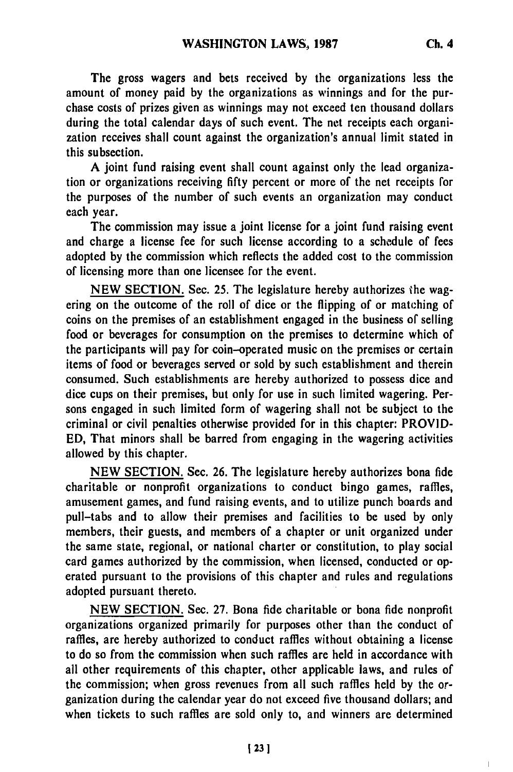The gross wagers and bets received by the organizations less the amount of money paid by the organizations as winnings and for the purchase costs of prizes given as winnings may not exceed ten thousand dollars during the total calendar days of such event. The net receipts each organization receives shall count against the organization's annual limit stated in this subsection.

A joint fund raising event shall count against only the lead organization or organizations receiving fifty percent or more of the net receipts for the purposes of the number of such events an organization may conduct each year.

The commission may issue a joint license for a joint fund raising event and charge a license fee for such license according to a schedule of fees adopted by the commission which reflects the added cost to the commission of licensing more than one licensee for the event.

NEW SECTION. Sec. 25. The legislature hereby authorizes the wagering on the outcome of the roll of dice or the flipping of or matching of coins on the premises of an establishment engaged in the business of selling food or beverages for consumption on the premises to determine which of the participants will pay for coin-operated music on the premises or certain items of food or beverages served or sold by such establishment and therein consumed. Such establishments are hereby authorized to possess dice and dice cups on their premises, but only for use in such limited wagering. Persons engaged in such limited form of wagering shall not be subject to the criminal or civil penalties otherwise provided for in this chapter: PROVIDED, That minors shall be barred from engaging in the wagering activities allowed by this chapter.

NEW SECTION. Sec. 26. The legislature hereby authorizes bona fide charitable or nonprofit organizations to conduct bingo games, raffles, amusement games, and fund raising events, and to utilize punch boards and pull-tabs and to allow their premises and facilities to be used by only members, their guests, and members of a chapter or unit organized under the same state, regional, or national charter or constitution, to play social card games authorized by the commission, when licensed, conducted or operated pursuant to the provisions of this chapter and rules and regulations adopted pursuant thereto.

NEW SECTION. Sec. 27. Bona fide charitable or bona fide nonprofit organizations organized primarily for purposes other than the conduct of raffles, are hereby authorized to conduct raffles without obtaining a license to do so from the commission when such raffles are held in accordance with all other requirements of this chapter, other applicable laws, and rules of the commission; when gross revenues from all such raffles held by the organization during the calendar year do not exceed five thousand dollars; and when tickets to such raffles are sold only to, and winners are determined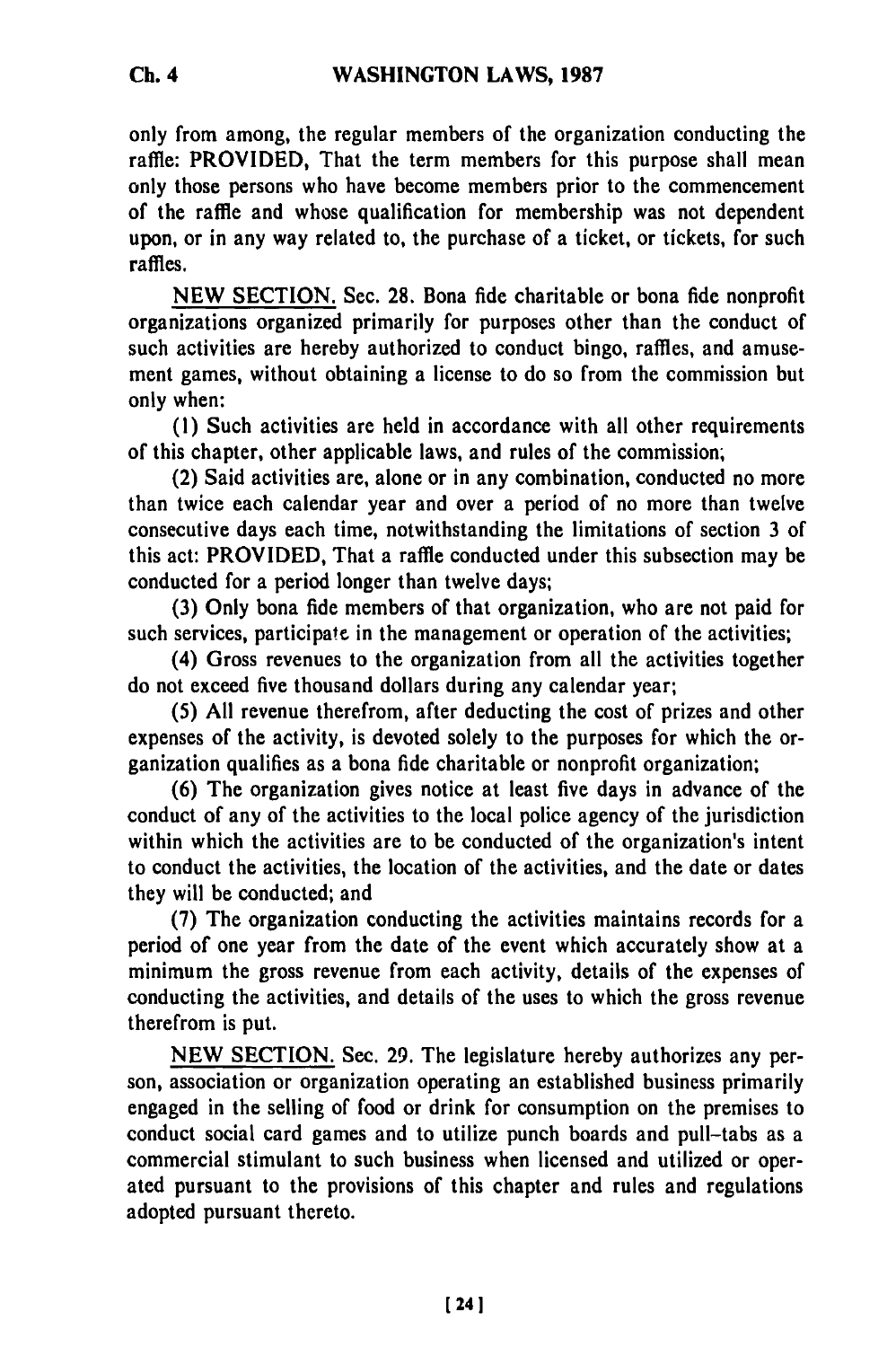only from among, the regular members of the organization conducting the raffle: PROVIDED, That the term members for this purpose shall mean only those persons who have become members prior to the commencement of the raffle and whose qualification for membership was not dependent upon, or in any way related to, the purchase of a ticket, or tickets, for such raffles.

NEW SECTION. Sec. 28. Bona fide charitable or bona fide nonprofit organizations organized primarily for purposes other than the conduct of such activities are hereby authorized to conduct bingo, raffles, and amusement games, without obtaining a license to do so from the commission but only when:

(1) Such activities are held in accordance with all other requirements of this chapter, other applicable laws, and rules of the commission;

(2) Said activities are, alone or in any combination, conducted no more than twice each calendar year and over a period of no more than twelve consecutive days each time, notwithstanding the limitations of section 3 of this act: PROVIDED, That a raffle conducted under this subsection may be conducted for a period longer than twelve days;

(3) Only bona fide members of that organization, who are not paid for such services, participate in the management or operation of the activities;

(4) Gross revenues to the organization from all the activities together do not exceed five thousand dollars during any calendar year;

(5) All revenue therefrom, after deducting the cost of prizes and other expenses of the activity, is devoted solely to the purposes for which the organization qualifies as a bona fide charitable or nonprofit organization;

(6) The organization gives notice at least five days in advance of the conduct of any of the activities to the local police agency of the jurisdiction within which the activities are to be conducted of the organization's intent to conduct the activities, the location of the activities, and the date or dates they will be conducted; and

(7) The organization conducting the activities maintains records for a period of one year from the date of the event which accurately show at a minimum the gross revenue from each activity, details of the expenses of conducting the activities, and details of the uses to which the gross revenue therefrom is put.

NEW SECTION. Sec. 29. The legislature hereby authorizes any person, association or organization operating an established business primarily engaged in the selling of food or drink for consumption on the premises to conduct social card games and to utilize punch boards and pull-tabs as a commercial stimulant to such business when licensed and utilized or operated pursuant to the provisions of this chapter and rules and regulations adopted pursuant thereto.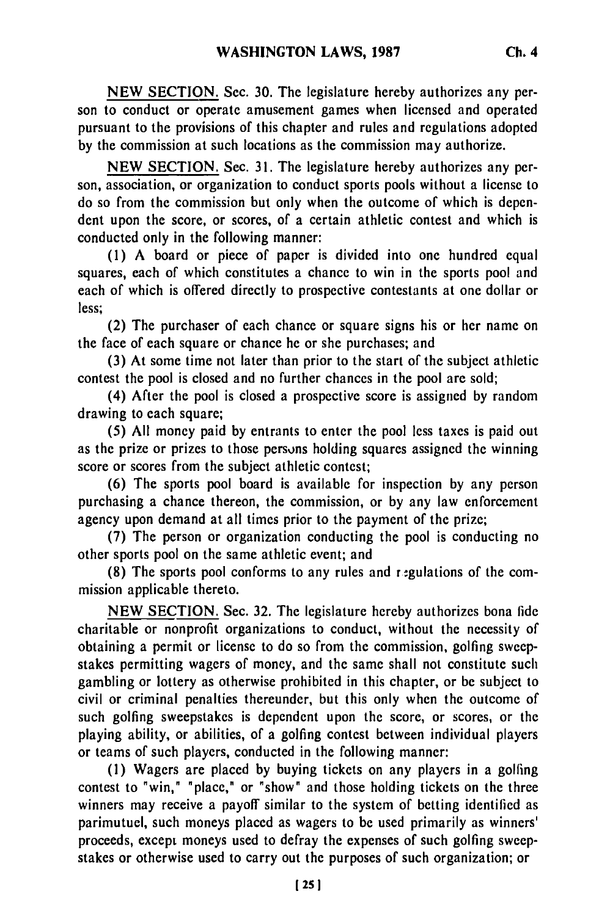NEW SECTION. Sec. 30. The legislature hereby authorizes any person to conduct or operate amusement games when licensed and operated pursuant to the provisions of this chapter and rules and regulations adopted by the commission at such locations as the commission may authorize.

NEW SECTION. Sec. 31. The legislature hereby authorizes any person, association, or organization to conduct sports pools without a license to do so from the commission but only when the outcome of which is dependent upon the score, or scores, of a certain athletic contest and which is conducted only in the following manner:

(1) A board or piece of paper is divided into one hundred equal squares, each of which constitutes a chance to win in the sports pool and each of which is offered directly to prospective contestants at one dollar or less;

(2) The purchaser of each chance or square signs his or her name on the face of each square or chance he or she purchases; and

(3) At some time not later than prior to the start of the subject athletic contest the pool is closed and no further chances in the pool are sold;

(4) After the pool is closed a prospective score is assigned by random drawing to each square;

(5) All money paid by entrants to enter the pool less taxes is paid out as the prize or prizes to those persons holding squares assigned the winning score or scores from the subject athletic contest;

(6) The sports pool board is available for inspection by any person purchasing a chance thereon, the commission, or by any law enforcement agency upon demand at all times prior to the payment of the prize;

(7) The person or organization conducting the pool is conducting no other sports pool on the same athletic event; and

(8) The sports pool conforms to any rules and regulations of the commission applicable thereto.

NEW SECTION. Sec. 32. The legislature hereby authorizes bona fide charitable or nonprofit organizations to conduct, without the necessity of obtaining a permit or license to do so from the commission, golfing sweepstakes permitting wagers of money, and the same shall not constitute such gambling or lottery as otherwise prohibited in this chapter, or be subject to civil or criminal penalties thereunder, but this only when the outcome of such golfing sweepstakes is dependent upon the score, or scores, or the playing ability, or abilities, of a golfing contest between individual players or teams of such players, conducted in the following manner:

(1) Wagers are placed by buying tickets on any players in a golfing contest to "win," "place," or "show" and those holding tickets on the three winners may receive a payoff similar to the system of betting identified as parimutuel, such moneys placed as wagers to be used primarily as winners' proceeds, except moneys used to defray the expenses of such golfing sweepstakes or otherwise used to carry out the purposes of such organization; or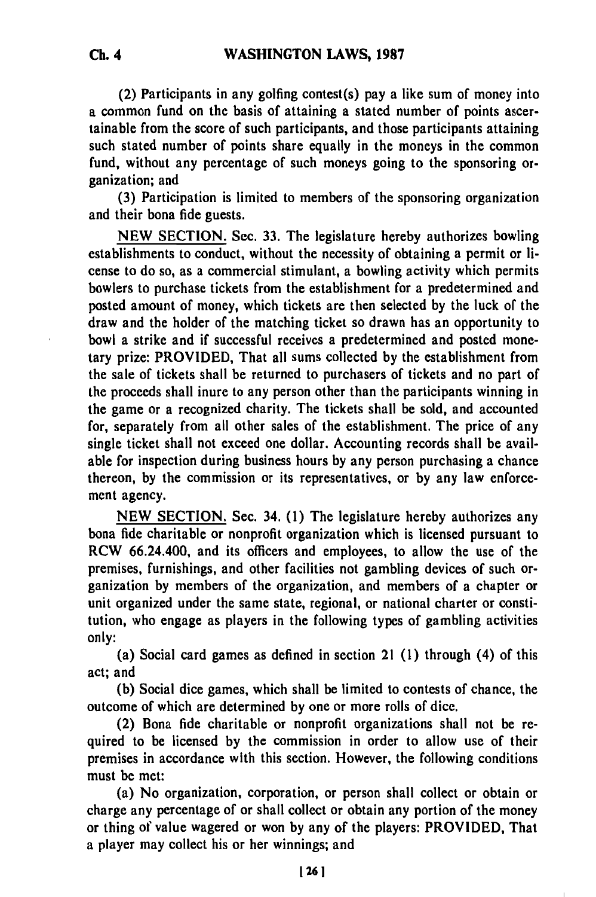(2) Participants in any golfing contest(s) pay a like sum of money into a common fund on the basis of attaining a stated number of points ascertainable from the score of such participants, and those participants attaining such stated number of points share equally in the moneys in the common fund, without any percentage of such moneys going to the sponsoring organization; and

(3) Participation is limited to members of the sponsoring organization and their bona fide guests.

NEW SECTION. Sec. 33. The legislature hereby authorizes bowling establishments to conduct, without the necessity of obtaining a permit or license to do so, as a commercial stimulant, a bowling activity which permits bowlers to purchase tickets from the establishment for a predetermined and posted amount of money, which tickets are then selected by the luck of the draw and the holder of the matching ticket so drawn has an opportunity to bowl a strike and if successful receives a predetermined and posted monetary prize: PROVIDED, That all sums collected by the establishment from the sale of tickets shall be returned to purchasers of tickets and no part of the proceeds shall inure to any person other than the participants winning in the game or a recognized charity. The tickets shall be sold, and accounted for, separately from all other sales of the establishment. The price of any single ticket shall not exceed one dollar. Accounting records shall be available for inspection during business hours by any person purchasing a chance thereon, by the commission or its representatives, or by any law enforcement agency.

NEW SECTION. Sec. 34. (1) The legislature hereby authorizes any bona fide charitable or nonprofit organization which is licensed pursuant to RCW 66.24.400, and its officers and employees, to allow the use of the premises, furnishings, and other facilities not gambling devices of such organization by members of the organization, and members of a chapter or unit organized under the same state, regional, or national charter or constitution, who engage as players in the following types of gambling activities only:

(a) Social card games as defined in section 21 (1) through (4) of this act; and

(b) Social dice games, which shall be limited to contests of chance, the outcome of which are determined by one or more rolls of dice.

(2) Bona fide charitable or nonprofit organizations shall not be required to be licensed by the commission in order to allow use of their premises in accordance with this section. However, the following conditions must be met:

(a) No organization, corporation, or person shall collect or obtain or charge any percentage of or shall collect or obtain any portion of the money or thing of value wagered or won by any of the players: PROVIDED, That a player may collect his or her winnings; and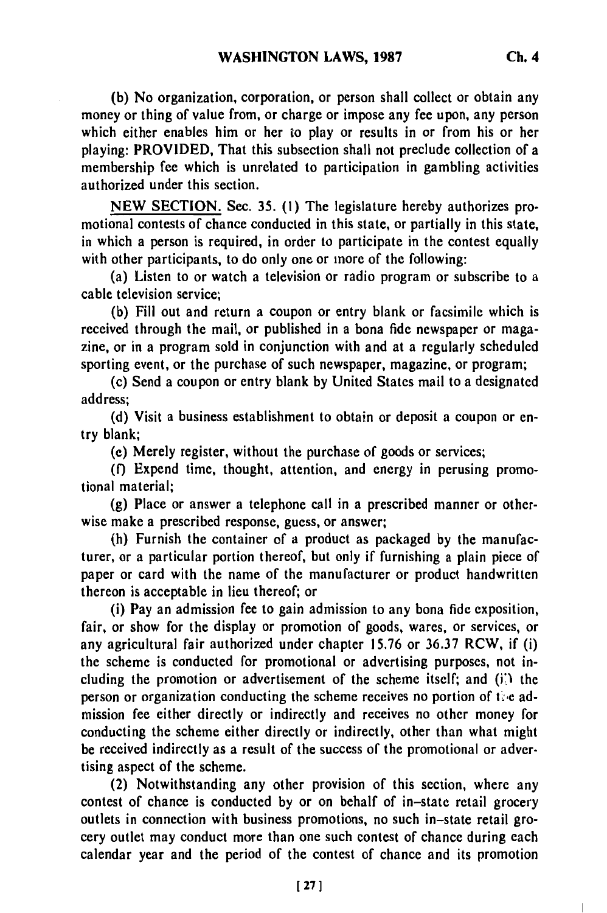(b) No organization, corporation, or person shall collect or obtain any money or thing of value from, or charge or impose any fee upon, any person which either enables him or her to play or results in or from his or her playing: PROVIDED, That this subsection shall not preclude collection of a membership fee which is unrelated to participation in gambling activities authorized under this section.

NEW SECTION. Sec. 35. (1) The legislature hereby authorizes promotional contests of chance conducted in this state, or partially in this state, in which a person is required, in order to participate in the contest equally with other participants, to do only one or more of the following:

(a) Listen to or watch a television or radio program or subscribe to a cable television service;

(b) Fill out and return a coupon or entry blank or facsimile which is received through the mail, or published in a bona fide newspaper or magazine, or in a program sold in conjunction with and at a regularly scheduled sporting event, or the purchase of such newspaper, magazine, or program;

(c) Send a coupon or entry blank by United States mail to a designated address;

(d) Visit a business establishment to obtain or deposit a coupon or entry blank;

(e) Merely register, without the purchase of goods or services;

(f) Expend time, thought, attention, and energy in perusing promotional material;

(g) Place or answer a telephone call in a prescribed manner or otherwise make a prescribed response, guess, or answer;

(h) Furnish the container of a product as packaged by the manufacturer, or a particular portion thereof, but only if furnishing a plain piece of paper or card with the name of the manufacturer or product handwritten thereon is acceptable in lieu thereof; or

(i) Pay an admission fee to gain admission to any bona fide exposition, fair, or show for the display or promotion of goods, wares, or services, or any agricultural fair authorized under chapter 15.76 or 36.37 RCW, if (i) the scheme is conducted for promotional or advertising purposes, not including the promotion or advertisement of the scheme itself; and (ii) the person or organization conducting the scheme receives no portion of the admission fee either directly or indirectly and receives no other money for conducting the scheme either directly or indirectly, other than what might be received indirectly as a result of the success of the promotional or advertising aspect of the scheme.

(2) Notwithstanding any other provision of this section, where any contest of chance is conducted by or on behalf of in-state retail grocery outlets in connection with business promotions, no such in-state retail grocery outlet may conduct more than one such contest of chance during each calendar year and the period of the contest of chance and its promotion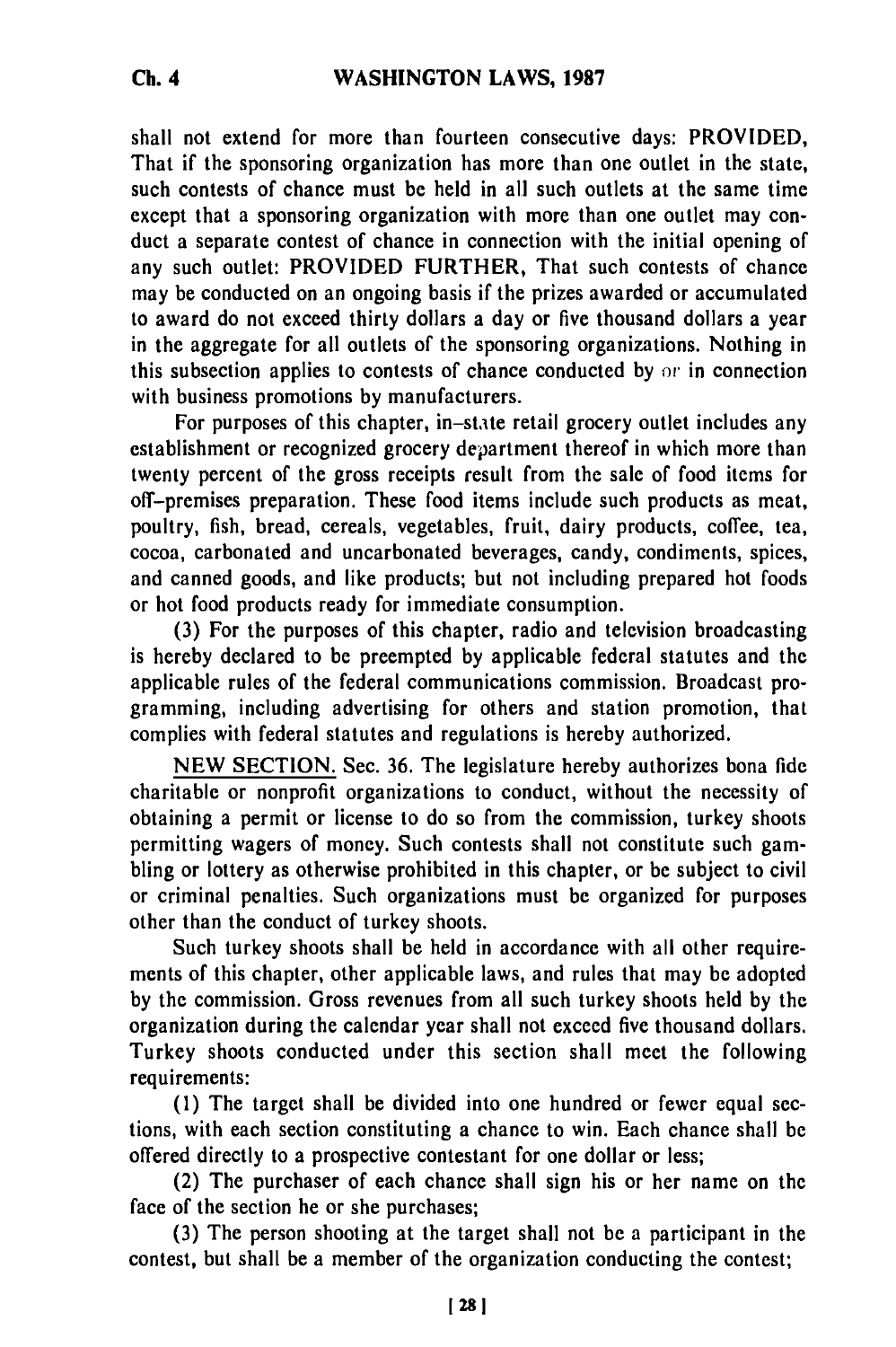shall not extend for more than fourteen consecutive days: PROVIDED, That if the sponsoring organization has more than one outlet in the state, such contests of chance must be held in all such outlets at the same time except that a sponsoring organization with more than one outlet may conduct a separate contest of chance in connection with the initial opening of any such outlet: PROVIDED FURTHER, That such contests of chance may be conducted on an ongoing basis if the prizes awarded or accumulated to award do not exceed thirty dollars a day or five thousand dollars a year in the aggregate for all outlets of the sponsoring organizations. Nothing in this subsection applies to contests of chance conducted by or in connection with business promotions by manufacturers.

For purposes of this chapter, in-state retail grocery outlet includes any establishment or recognized grocery department thereof in which more than twenty percent of the gross receipts result from the sale of food items for off-premises preparation. These food items include such products as meat, poultry, fish, bread, cereals, vegetables, fruit, dairy products, coffee, tea, cocoa, carbonated and uncarbonated beverages, candy, condiments, spices, and canned goods, and like products; but not including prepared hot foods or hot food products ready for immediate consumption.

(3) For the purposes of this chapter, radio and television broadcasting is hereby declared to be preempted by applicable federal statutes and the applicable rules of the federal communications commission. Broadcast programming, including advertising for others and station promotion, that complies with federal statutes and regulations is hereby authorized.

NEW SECTION. Sec. 36. The legislature hereby authorizes bona fide charitable or nonprofit organizations to conduct, without the necessity of obtaining a permit or license to do so from the commission, turkey shoots permitting wagers of money. Such contests shall not constitute such gambling or lottery as otherwise prohibited in this chapter, or be subject to civil or criminal penalties. Such organizations must be organized for purposes other than the conduct of turkey shoots.

Such turkey shoots shall be held in accordance with all other requirements of this chapter, other applicable laws, and rules that may be adopted by the commission. Gross revenues from all such turkey shoots held by the organization during the calendar year shall not exceed five thousand dollars. Turkey shoots conducted under this section shall meet the following requirements:

(1) The target shall be divided into one hundred or fewer equal sections, with each section constituting a chance to win. Each chance shall be offered directly to a prospective contestant for one dollar or less;

(2) The purchaser of each chance shall sign his or her name on the face of the section he or she purchases;

(3) The person shooting at the target shall not be a participant in the contest, but shall be a member of the organization conducting the contest;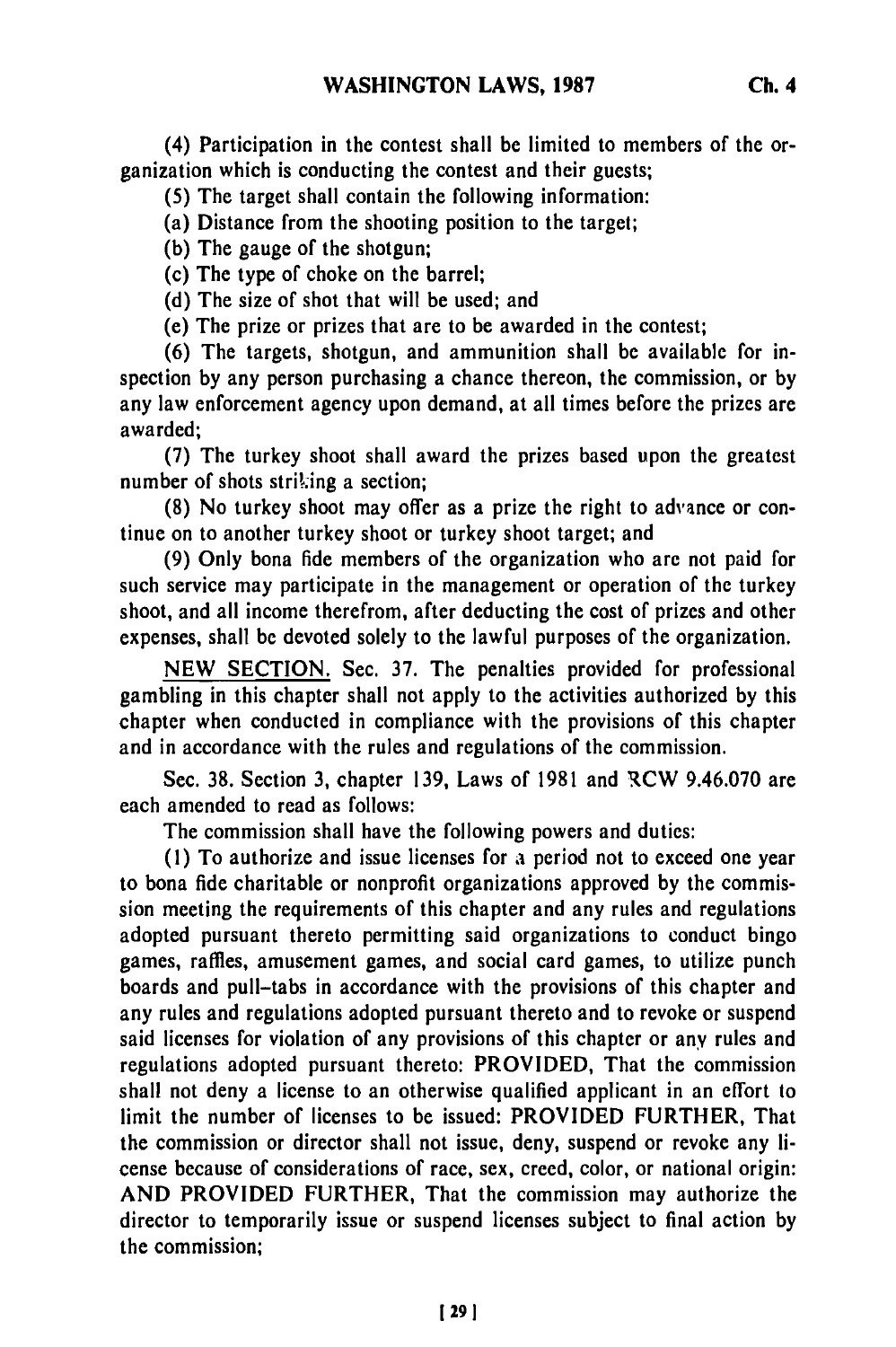(4) Participation in the contest shall be limited to members of the organization which is conducting the contest and their guests;

(5) The target shall contain the following information:

(a) Distance from the shooting position to the target;

(b) The gauge of the shotgun;

(c) The type of choke on the barrel;

(d) The size of shot that will be used; and

(e) The prize or prizes that are to be awarded in the contest;

(6) The targets, shotgun, and ammunition shall be available for inspection by any person purchasing a chance thereon, the commission, or by any law enforcement agency upon demand, at all times before the prizes are awarded;

(7) The turkey shoot shall award the prizes based upon the greatest number of shots striking a section;

(8) No turkey shoot may offer as a prize the right to advance or continue on to another turkey shoot or turkey shoot target; and

(9) Only bona fide members of the organization who are not paid for such service may participate in the management or operation of the turkey shoot, and all income therefrom, after deducting the cost of prizes and other expenses, shall be devoted solely to the lawful purposes of the organization.

NEW SECTION. Sec. 37. The penalties provided for professional gambling in this chapter shall not apply to the activities authorized by this chapter when conducted in compliance with the provisions of this chapter and in accordance with the rules and regulations of the commission.

Sec. 38. Section 3, chapter 139, Laws of 1981 and RCW 9.46.070 are each amended to read as follows:

The commission shall have the following powers and duties:

(1) To authorize and issue licenses for a period not to exceed one year to bona fide charitable or nonprofit organizations approved by the commission meeting the requirements of this chapter and any rules and regulations adopted pursuant thereto permitting said organizations to conduct bingo games, raffles, amusement games, and social card games, to utilize punch boards and pull-tabs in accordance with the provisions of this chapter and any rules and regulations adopted pursuant thereto and to revoke or suspend said licenses for violation of any provisions of this chapter or any rules and regulations adopted pursuant thereto: PROVIDED, That the commission shall not deny a license to an otherwise qualified applicant in an effort to limit the number of licenses to be issued: PROVIDED FURTHER, That the commission or director shall not issue, deny, suspend or revoke any license because of considerations of race, sex, creed, color, or national origin: AND PROVIDED FURTHER, That the commission may authorize the director to temporarily issue or suspend licenses subject to final action by the commission;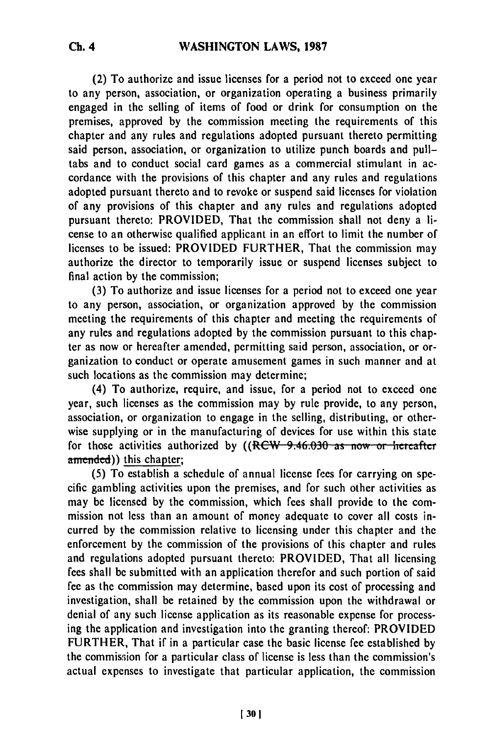(2) To authorize and issue licenses for a period not to exceed one year to any person, association, or organization operating a business primarily engaged in the selling of items of food or drink for consumption on the premises, approved by the commission meeting the requirements of this chapter and any rules and regulations adopted pursuant thereto permitting said person, association, or organization to utilize punch boards and pull-tabs and to conduct social card games as a commercial stimulant in accordance with the provisions of this chapter and any rules and regulations adopted pursuant thereto and to revoke or suspend said licenses for violation of any provisions of this chapter and any rules and regulations adopted pursuant thereto: PROVIDED, That the commission shall not deny a license to an otherwise qualified applicant in an effort to limit the number of licenses to be issued: PROVIDED FURTHER, That the commission may authorize the director to temporarily issue or suspend licenses subject to final action by the commission;

(3) To authorize and issue licenses for a period not to exceed one year to any person, association, or organization approved by the commission meeting the requirements of this chapter and meeting the requirements of any rules and regulations adopted by the commission pursuant to this chapter as now or hereafter amended, permitting said person, association, or organization to conduct or operate amusement games in such manner and at such locations as the commission may determine;

(4) To authorize, require, and issue, for a period not to exceed one year, such licenses as the commission may by rule provide, to any person, association, or organization to engage in the selling, distributing, or otherwise supplying or in the manufacturing of devices for use within this state for those activities authorized by ((~~RCW 9.46.030 as now or hereafter amended~~)) this chapter;

(5) To establish a schedule of annual license fees for carrying on specific gambling activities upon the premises, and for such other activities as may be licensed by the commission, which fees shall provide to the commission not less than an amount of money adequate to cover all costs incurred by the commission relative to licensing under this chapter and the enforcement by the commission of the provisions of this chapter and rules and regulations adopted pursuant thereto: PROVIDED, That all licensing fees shall be submitted with an application therefor and such portion of said fee as the commission may determine, based upon its cost of processing and investigation, shall be retained by the commission upon the withdrawal or denial of any such license application as its reasonable expense for processing the application and investigation into the granting thereof: PROVIDED FURTHER, That if in a particular case the basic license fee established by the commission for a particular class of license is less than the commission's actual expenses to investigate that particular application, the commission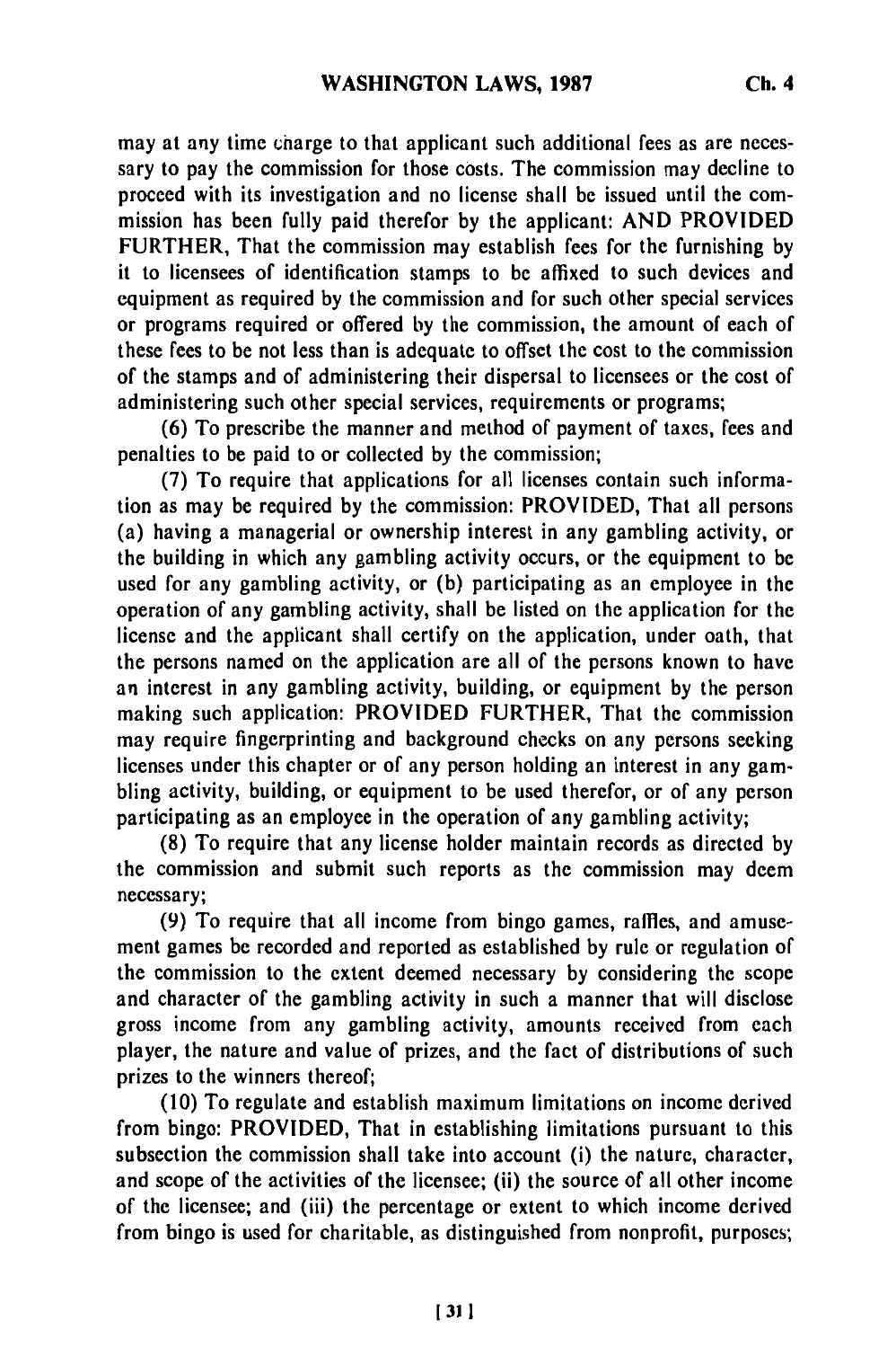may at any time charge to that applicant such additional fees as are necessary to pay the commission for those costs. The commission may decline to proceed with its investigation and no license shall be issued until the commission has been fully paid therefor by the applicant: AND PROVIDED FURTHER, That the commission may establish fees for the furnishing by it to licensees of identification stamps to be affixed to such devices and equipment as required by the commission and for such other special services or programs required or offered by the commission, the amount of each of these fees to be not less than is adequate to offset the cost to the commission of the stamps and of administering their dispersal to licensees or the cost of administering such other special services, requirements or programs;

(6) To prescribe the manner and method of payment of taxes, fees and penalties to be paid to or collected by the commission;

(7) To require that applications for all licenses contain such information as may be required by the commission: PROVIDED, That all persons (a) having a managerial or ownership interest in any gambling activity, or the building in which any gambling activity occurs, or the equipment to be used for any gambling activity, or (b) participating as an employee in the operation of any gambling activity, shall be listed on the application for the license and the applicant shall certify on the application, under oath, that the persons named on the application are all of the persons known to have an interest in any gambling activity, building, or equipment by the person making such application: PROVIDED FURTHER, That the commission may require fingerprinting and background checks on any persons seeking licenses under this chapter or of any person holding an interest in any gambling activity, building, or equipment to be used therefor, or of any person participating as an employee in the operation of any gambling activity;

(8) To require that any license holder maintain records as directed by the commission and submit such reports as the commission may deem necessary;

(9) To require that all income from bingo games, raffles, and amusement games be recorded and reported as established by rule or regulation of the commission to the extent deemed necessary by considering the scope and character of the gambling activity in such a manner that will disclose gross income from any gambling activity, amounts received from each player, the nature and value of prizes, and the fact of distributions of such prizes to the winners thereof;

(10) To regulate and establish maximum limitations on income derived from bingo: PROVIDED, That in establishing limitations pursuant to this subsection the commission shall take into account (i) the nature, character, and scope of the activities of the licensee; (ii) the source of all other income of the licensee; and (iii) the percentage or extent to which income derived from bingo is used for charitable, as distinguished from nonprofit, purposes;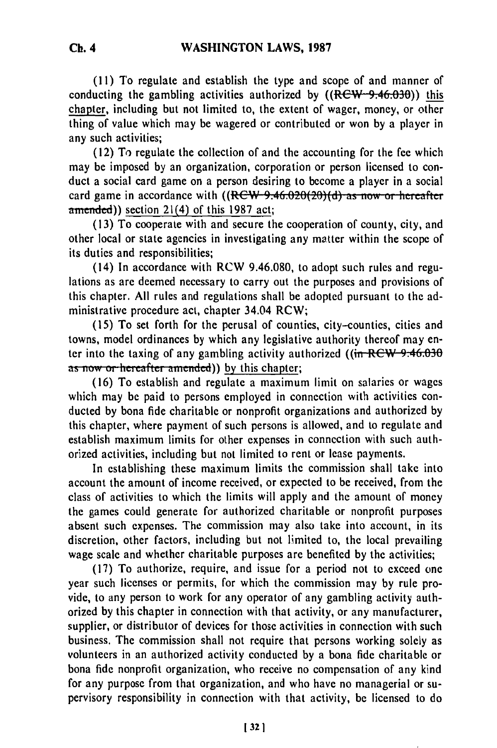(11) To regulate and establish the type and scope of and manner of conducting the gambling activities authorized by ((~~RCW 9.46.030~~)) this chapter, including but not limited to, the extent of wager, money, or other thing of value which may be wagered or contributed or won by a player in any such activities;

(12) To regulate the collection of and the accounting for the fee which may be imposed by an organization, corporation or person licensed to conduct a social card game on a person desiring to become a player in a social card game in accordance with ((~~RCW 9.46.020(20)(d) as now or hereafter amended~~)) section 21(4) of this 1987 act;

(13) To cooperate with and secure the cooperation of county, city, and other local or state agencies in investigating any matter within the scope of its duties and responsibilities;

(14) In accordance with RCW 9.46.080, to adopt such rules and regulations as are deemed necessary to carry out the purposes and provisions of this chapter. All rules and regulations shall be adopted pursuant to the administrative procedure act, chapter 34.04 RCW;

(15) To set forth for the perusal of counties, city-counties, cities and towns, model ordinances by which any legislative authority thereof may enter into the taxing of any gambling activity authorized ((~~in RCW 9.46.030 as now or hereafter amended~~)) by this chapter;

(16) To establish and regulate a maximum limit on salaries or wages which may be paid to persons employed in connection with activities conducted by bona fide charitable or nonprofit organizations and authorized by this chapter, where payment of such persons is allowed, and to regulate and establish maximum limits for other expenses in connection with such authorized activities, including but not limited to rent or lease payments.

In establishing these maximum limits the commission shall take into account the amount of income received, or expected to be received, from the class of activities to which the limits will apply and the amount of money the games could generate for authorized charitable or nonprofit purposes absent such expenses. The commission may also take into account, in its discretion, other factors, including but not limited to, the local prevailing wage scale and whether charitable purposes are benefited by the activities;

(17) To authorize, require, and issue for a period not to exceed one year such licenses or permits, for which the commission may by rule provide, to any person to work for any operator of any gambling activity authorized by this chapter in connection with that activity, or any manufacturer, supplier, or distributor of devices for those activities in connection with such business. The commission shall not require that persons working solely as volunteers in an authorized activity conducted by a bona fide charitable or bona fide nonprofit organization, who receive no compensation of any kind for any purpose from that organization, and who have no managerial or supervisory responsibility in connection with that activity, be licensed to do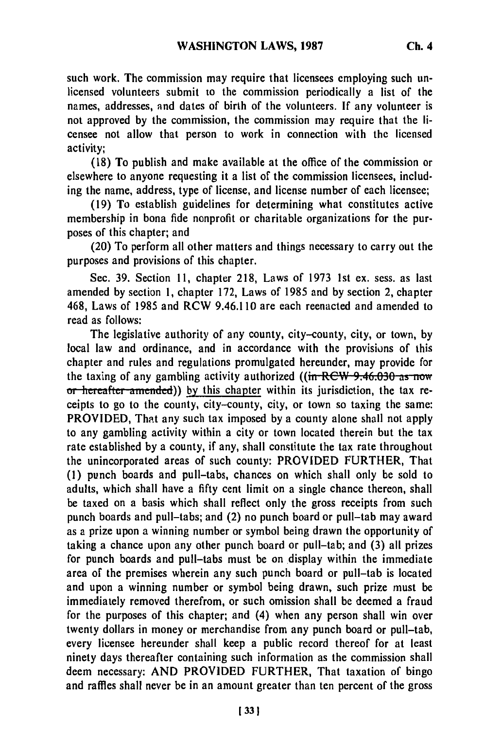such work. The commission may require that licensees employing such unlicensed volunteers submit to the commission periodically a list of the names, addresses, and dates of birth of the volunteers. If any volunteer is not approved by the commission, the commission may require that the licensee not allow that person to work in connection with the licensed activity;

(18) To publish and make available at the office of the commission or elsewhere to anyone requesting it a list of the commission licensees, including the name, address, type of license, and license number of each licensee;

(19) To establish guidelines for determining what constitutes active membership in bona fide nonprofit or charitable organizations for the purposes of this chapter; and

(20) To perform all other matters and things necessary to carry out the purposes and provisions of this chapter.

Sec. 39. Section 11, chapter 218, Laws of 1973 1st ex. sess. as last amended by section 1, chapter 172, Laws of 1985 and by section 2, chapter 468, Laws of 1985 and RCW 9.46.110 are each reenacted and amended to read as follows:

The legislative authority of any county, city–county, city, or town, by local law and ordinance, and in accordance with the provisions of this chapter and rules and regulations promulgated hereunder, may provide for the taxing of any gambling activity authorized ((~~in RCW 9.46.030 as now or hereafter amended~~)) by this chapter within its jurisdiction, the tax receipts to go to the county, city–county, city, or town so taxing the same: PROVIDED, That any such tax imposed by a county alone shall not apply to any gambling activity within a city or town located therein but the tax rate established by a county, if any, shall constitute the tax rate throughout the unincorporated areas of such county: PROVIDED FURTHER, That (1) punch boards and pull–tabs, chances on which shall only be sold to adults, which shall have a fifty cent limit on a single chance thereon, shall be taxed on a basis which shall reflect only the gross receipts from such punch boards and pull–tabs; and (2) no punch board or pull–tab may award as a prize upon a winning number or symbol being drawn the opportunity of taking a chance upon any other punch board or pull–tab; and (3) all prizes for punch boards and pull–tabs must be on display within the immediate area of the premises wherein any such punch board or pull–tab is located and upon a winning number or symbol being drawn, such prize must be immediately removed therefrom, or such omission shall be deemed a fraud for the purposes of this chapter; and (4) when any person shall win over twenty dollars in money or merchandise from any punch board or pull–tab, every licensee hereunder shall keep a public record thereof for at least ninety days thereafter containing such information as the commission shall deem necessary: AND PROVIDED FURTHER, That taxation of bingo and raffles shall never be in an amount greater than ten percent of the gross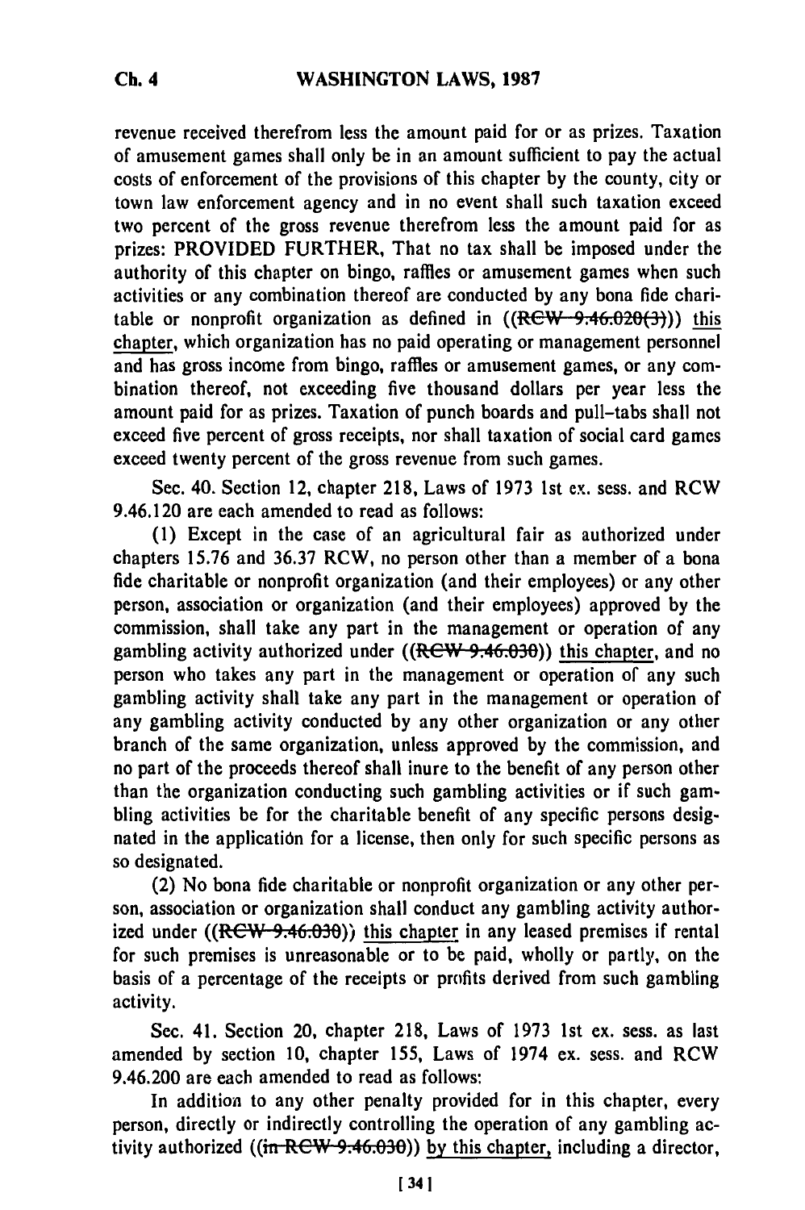revenue received therefrom less the amount paid for or as prizes. Taxation of amusement games shall only be in an amount sufficient to pay the actual costs of enforcement of the provisions of this chapter by the county, city or town law enforcement agency and in no event shall such taxation exceed two percent of the gross revenue therefrom less the amount paid for as prizes: PROVIDED FURTHER, That no tax shall be imposed under the authority of this chapter on bingo, raffles or amusement games when such activities or any combination thereof are conducted by any bona fide charitable or nonprofit organization as defined in ((~~RCW 9.46.020(3)~~)) this chapter, which organization has no paid operating or management personnel and has gross income from bingo, raffles or amusement games, or any combination thereof, not exceeding five thousand dollars per year less the amount paid for as prizes. Taxation of punch boards and pull-tabs shall not exceed five percent of gross receipts, nor shall taxation of social card games exceed twenty percent of the gross revenue from such games.

Sec. 40. Section 12, chapter 218, Laws of 1973 1st ex. sess. and RCW 9.46.120 are each amended to read as follows:

(1) Except in the case of an agricultural fair as authorized under chapters 15.76 and 36.37 RCW, no person other than a member of a bona fide charitable or nonprofit organization (and their employees) or any other person, association or organization (and their employees) approved by the commission, shall take any part in the management or operation of any gambling activity authorized under ((~~RCW 9.46.030~~)) this chapter, and no person who takes any part in the management or operation of any such gambling activity shall take any part in the management or operation of any gambling activity conducted by any other organization or any other branch of the same organization, unless approved by the commission, and no part of the proceeds thereof shall inure to the benefit of any person other than the organization conducting such gambling activities or if such gambling activities be for the charitable benefit of any specific persons designated in the application for a license, then only for such specific persons as so designated.

(2) No bona fide charitable or nonprofit organization or any other person, association or organization shall conduct any gambling activity authorized under ((~~RCW 9.46.030~~)) this chapter in any leased premises if rental for such premises is unreasonable or to be paid, wholly or partly, on the basis of a percentage of the receipts or profits derived from such gambling activity.

Sec. 41. Section 20, chapter 218, Laws of 1973 1st ex. sess. as last amended by section 10, chapter 155, Laws of 1974 ex. sess. and RCW 9.46.200 are each amended to read as follows:

In addition to any other penalty provided for in this chapter, every person, directly or indirectly controlling the operation of any gambling activity authorized ((~~in RCW 9.46.030~~)) by this chapter, including a director,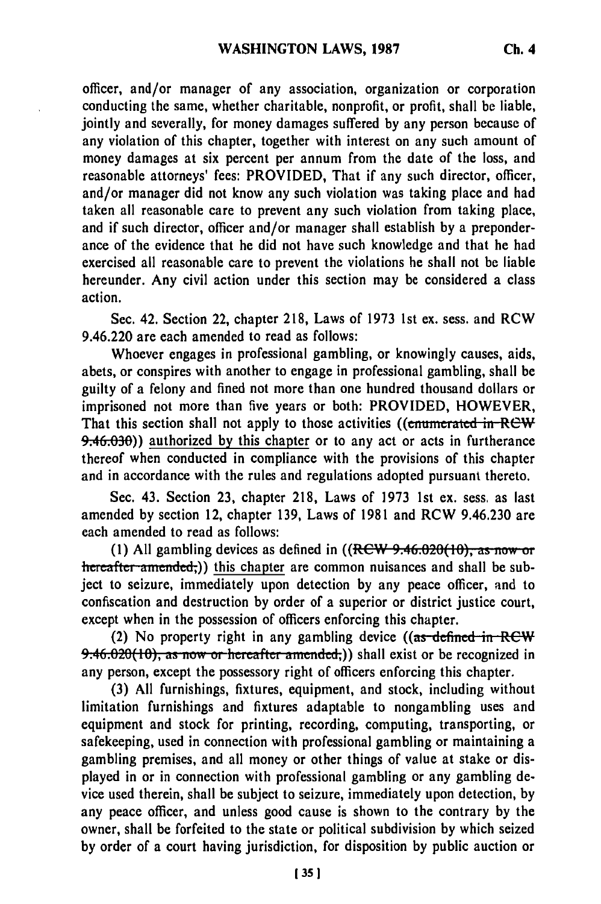officer, and/or manager of any association, organization or corporation conducting the same, whether charitable, nonprofit, or profit, shall be liable, jointly and severally, for money damages suffered by any person because of any violation of this chapter, together with interest on any such amount of money damages at six percent per annum from the date of the loss, and reasonable attorneys' fees: PROVIDED, That if any such director, officer, and/or manager did not know any such violation was taking place and had taken all reasonable care to prevent any such violation from taking place, and if such director, officer and/or manager shall establish by a preponderance of the evidence that he did not have such knowledge and that he had exercised all reasonable care to prevent the violations he shall not be liable hereunder. Any civil action under this section may be considered a class action.

Sec. 42. Section 22, chapter 218, Laws of 1973 1st ex. sess. and RCW 9.46.220 are each amended to read as follows:

Whoever engages in professional gambling, or knowingly causes, aids, abets, or conspires with another to engage in professional gambling, shall be guilty of a felony and fined not more than one hundred thousand dollars or imprisoned not more than five years or both: PROVIDED, HOWEVER, That this section shall not apply to those activities ((~~enumerated in RCW 9.46.030~~)) authorized by this chapter or to any act or acts in furtherance thereof when conducted in compliance with the provisions of this chapter and in accordance with the rules and regulations adopted pursuant thereto.

Sec. 43. Section 23, chapter 218, Laws of 1973 1st ex. sess. as last amended by section 12, chapter 139, Laws of 1981 and RCW 9.46.230 are each amended to read as follows:

(1) All gambling devices as defined in ((~~RCW 9.46.020(10), as now or hereafter amended,~~)) this chapter are common nuisances and shall be subject to seizure, immediately upon detection by any peace officer, and to confiscation and destruction by order of a superior or district justice court, except when in the possession of officers enforcing this chapter.

(2) No property right in any gambling device ((~~as defined in RCW 9.46.020(10), as now or hereafter amended,~~)) shall exist or be recognized in any person, except the possessory right of officers enforcing this chapter.

(3) All furnishings, fixtures, equipment, and stock, including without limitation furnishings and fixtures adaptable to nongambling uses and equipment and stock for printing, recording, computing, transporting, or safekeeping, used in connection with professional gambling or maintaining a gambling premises, and all money or other things of value at stake or displayed in or in connection with professional gambling or any gambling device used therein, shall be subject to seizure, immediately upon detection, by any peace officer, and unless good cause is shown to the contrary by the owner, shall be forfeited to the state or political subdivision by which seized by order of a court having jurisdiction, for disposition by public auction or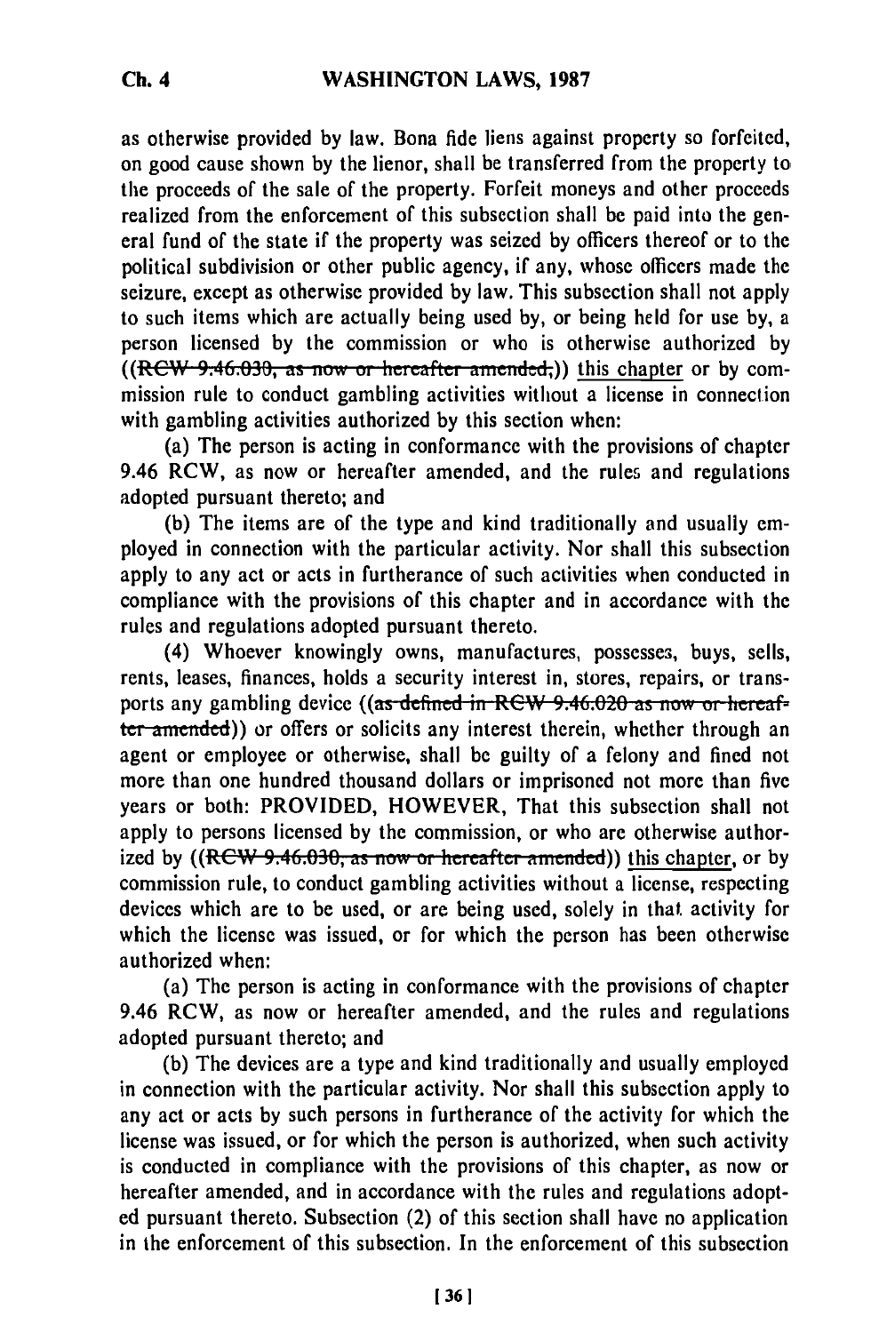as otherwise provided by law. Bona fide liens against property so forfeited, on good cause shown by the lienor, shall be transferred from the property to the proceeds of the sale of the property. Forfeit moneys and other proceeds realized from the enforcement of this subsection shall be paid into the general fund of the state if the property was seized by officers thereof or to the political subdivision or other public agency, if any, whose officers made the seizure, except as otherwise provided by law. This subsection shall not apply to such items which are actually being used by, or being held for use by, a person licensed by the commission or who is otherwise authorized by ((~~RCW 9.46.030, as now or hereafter amended,~~)) this chapter or by commission rule to conduct gambling activities without a license in connection with gambling activities authorized by this section when:

(a) The person is acting in conformance with the provisions of chapter 9.46 RCW, as now or hereafter amended, and the rules and regulations adopted pursuant thereto; and

(b) The items are of the type and kind traditionally and usually employed in connection with the particular activity. Nor shall this subsection apply to any act or acts in furtherance of such activities when conducted in compliance with the provisions of this chapter and in accordance with the rules and regulations adopted pursuant thereto.

(4) Whoever knowingly owns, manufactures, possesses, buys, sells, rents, leases, finances, holds a security interest in, stores, repairs, or transports any gambling device ((~~as defined in RCW 9.46.020 as now or hereafter amended~~)) or offers or solicits any interest therein, whether through an agent or employee or otherwise, shall be guilty of a felony and fined not more than one hundred thousand dollars or imprisoned not more than five years or both: PROVIDED, HOWEVER, That this subsection shall not apply to persons licensed by the commission, or who are otherwise authorized by ((~~RCW 9.46.030, as now or hereafter amended~~)) this chapter, or by commission rule, to conduct gambling activities without a license, respecting devices which are to be used, or are being used, solely in that activity for which the license was issued, or for which the person has been otherwise authorized when:

(a) The person is acting in conformance with the provisions of chapter 9.46 RCW, as now or hereafter amended, and the rules and regulations adopted pursuant thereto; and

(b) The devices are a type and kind traditionally and usually employed in connection with the particular activity. Nor shall this subsection apply to any act or acts by such persons in furtherance of the activity for which the license was issued, or for which the person is authorized, when such activity is conducted in compliance with the provisions of this chapter, as now or hereafter amended, and in accordance with the rules and regulations adopted pursuant thereto. Subsection (2) of this section shall have no application in the enforcement of this subsection. In the enforcement of this subsection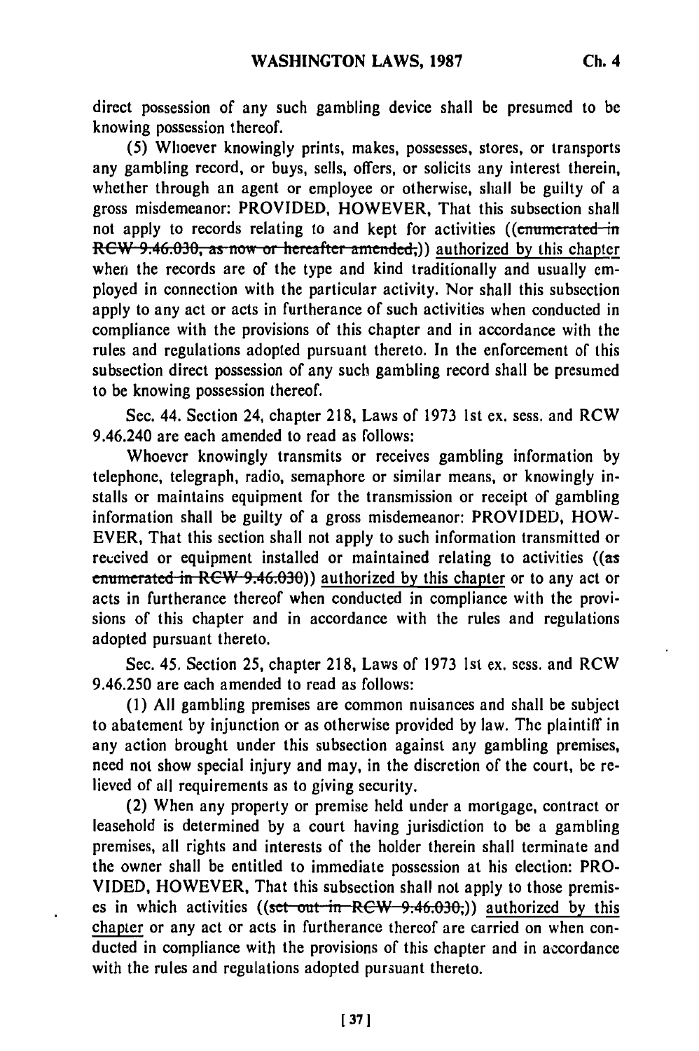direct possession of any such gambling device shall be presumed to be knowing possession thereof.

(5) Whoever knowingly prints, makes, possesses, stores, or transports any gambling record, or buys, sells, offers, or solicits any interest therein, whether through an agent or employee or otherwise, shall be guilty of a gross misdemeanor: PROVIDED, HOWEVER, That this subsection shall not apply to records relating to and kept for activities ((~~enumerated in RCW 9.46.030, as now or hereafter amended,~~)) authorized by this chapter when the records are of the type and kind traditionally and usually employed in connection with the particular activity. Nor shall this subsection apply to any act or acts in furtherance of such activities when conducted in compliance with the provisions of this chapter and in accordance with the rules and regulations adopted pursuant thereto. In the enforcement of this subsection direct possession of any such gambling record shall be presumed to be knowing possession thereof.

Sec. 44. Section 24, chapter 218, Laws of 1973 1st ex. sess. and RCW 9.46.240 are each amended to read as follows:

Whoever knowingly transmits or receives gambling information by telephone, telegraph, radio, semaphore or similar means, or knowingly installs or maintains equipment for the transmission or receipt of gambling information shall be guilty of a gross misdemeanor: PROVIDED, HOWEVER, That this section shall not apply to such information transmitted or received or equipment installed or maintained relating to activities ((~~as enumerated in RCW 9.46.030~~)) authorized by this chapter or to any act or acts in furtherance thereof when conducted in compliance with the provisions of this chapter and in accordance with the rules and regulations adopted pursuant thereto.

Sec. 45. Section 25, chapter 218, Laws of 1973 1st ex. sess. and RCW 9.46.250 are each amended to read as follows:

(1) All gambling premises are common nuisances and shall be subject to abatement by injunction or as otherwise provided by law. The plaintiff in any action brought under this subsection against any gambling premises, need not show special injury and may, in the discretion of the court, be relieved of all requirements as to giving security.

(2) When any property or premise held under a mortgage, contract or leasehold is determined by a court having jurisdiction to be a gambling premises, all rights and interests of the holder therein shall terminate and the owner shall be entitled to immediate possession at his election: PROVIDED, HOWEVER, That this subsection shall not apply to those premises in which activities ((~~set out in RCW 9.46.030,~~)) authorized by this chapter or any act or acts in furtherance thereof are carried on when conducted in compliance with the provisions of this chapter and in accordance with the rules and regulations adopted pursuant thereto.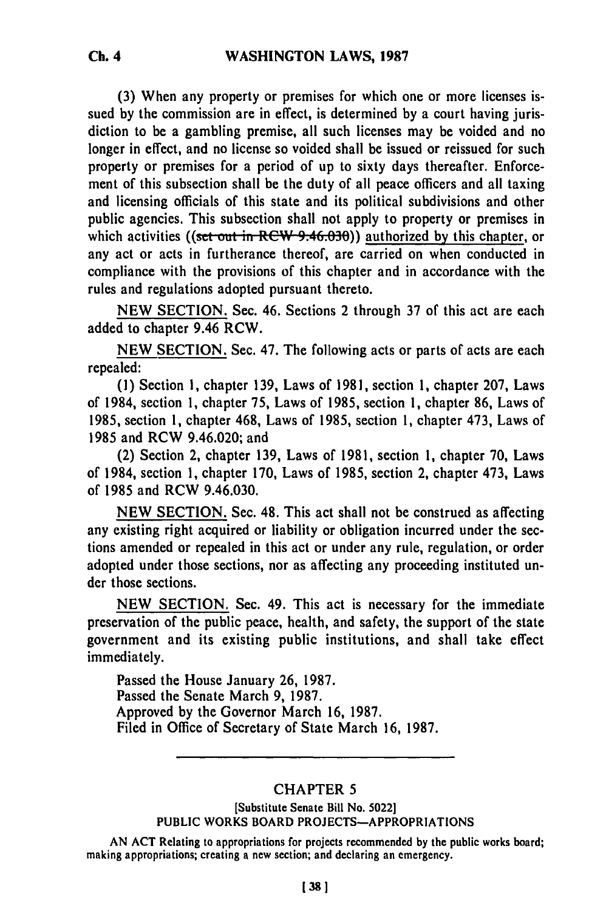(3) When any property or premises for which one or more licenses issued by the commission are in effect, is determined by a court having jurisdiction to be a gambling premise, all such licenses may be voided and no longer in effect, and no license so voided shall be issued or reissued for such property or premises for a period of up to sixty days thereafter. Enforcement of this subsection shall be the duty of all peace officers and all taxing and licensing officials of this state and its political subdivisions and other public agencies. This subsection shall not apply to property or premises in which activities ((~~set out in RCW 9.46.030~~)) authorized by this chapter, or any act or acts in furtherance thereof, are carried on when conducted in compliance with the provisions of this chapter and in accordance with the rules and regulations adopted pursuant thereto.

NEW SECTION. Sec. 46. Sections 2 through 37 of this act are each added to chapter 9.46 RCW.

NEW SECTION. Sec. 47. The following acts or parts of acts are each repealed:

(1) Section 1, chapter 139, Laws of 1981, section 1, chapter 207, Laws of 1984, section 1, chapter 75, Laws of 1985, section 1, chapter 86, Laws of 1985, section 1, chapter 468, Laws of 1985, section 1, chapter 473, Laws of 1985 and RCW 9.46.020; and

(2) Section 2, chapter 139, Laws of 1981, section 1, chapter 70, Laws of 1984, section 1, chapter 170, Laws of 1985, section 2, chapter 473, Laws of 1985 and RCW 9.46.030.

NEW SECTION. Sec. 48. This act shall not be construed as affecting any existing right acquired or liability or obligation incurred under the sections amended or repealed in this act or under any rule, regulation, or order adopted under those sections, nor as affecting any proceeding instituted under those sections.

NEW SECTION. Sec. 49. This act is necessary for the immediate preservation of the public peace, health, and safety, the support of the state government and its existing public institutions, and shall take effect immediately.

Passed the House January 26, 1987.
Passed the Senate March 9, 1987.
Approved by the Governor March 16, 1987.
Filed in Office of Secretary of State March 16, 1987.

---

## CHAPTER 5

[Substitute Senate Bill No. 5022]

PUBLIC WORKS BOARD PROJECTS—APPROPRIATIONS

AN ACT Relating to appropriations for projects recommended by the public works board; making appropriations; creating a new section; and declaring an emergency.